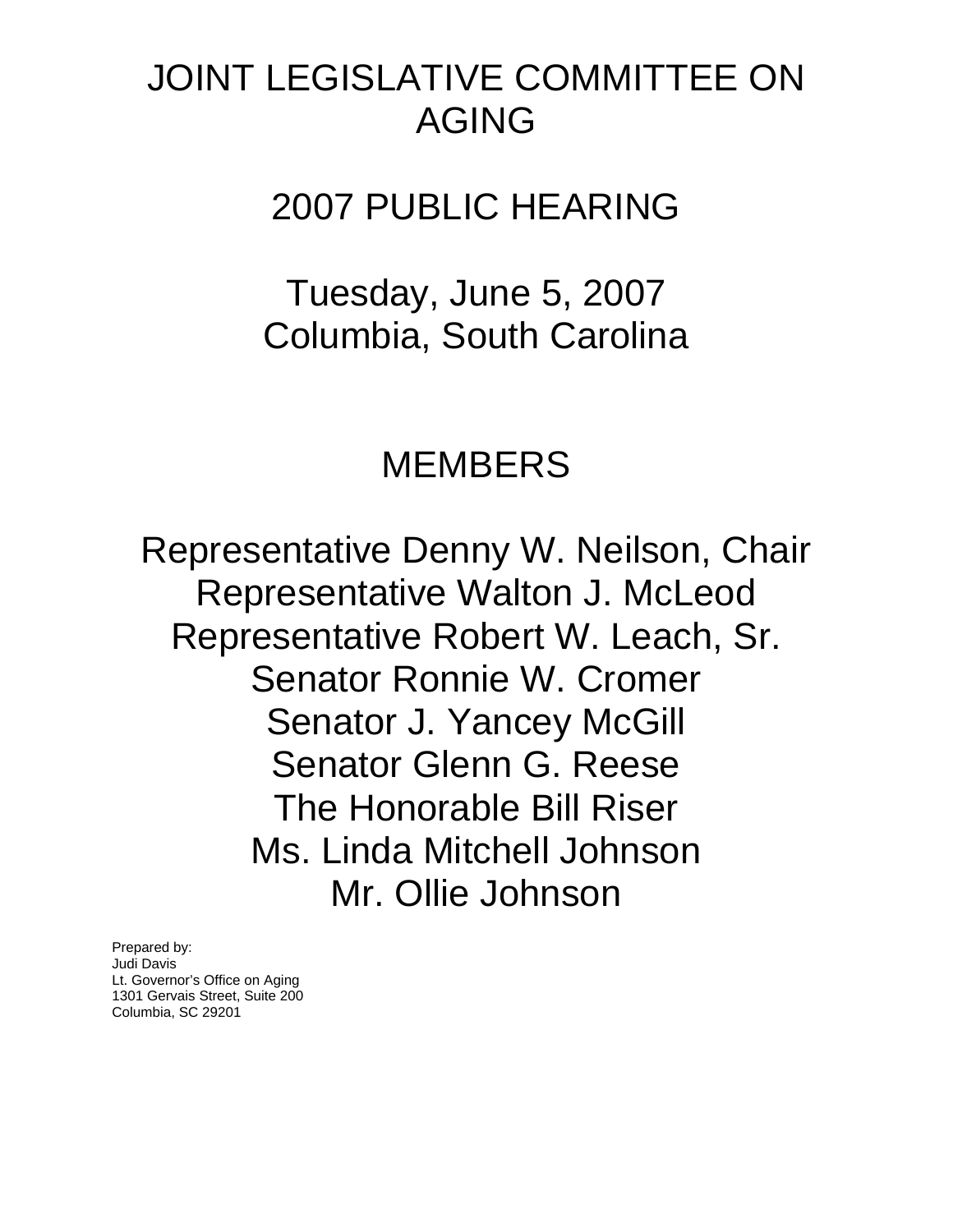# JOINT LEGISLATIVE COMMITTEE ON AGING

## 2007 PUBLIC HEARING

Tuesday, June 5, 2007
Columbia, South Carolina

## MEMBERS

Representative Denny W. Neilson, Chair
Representative Walton J. McLeod
Representative Robert W. Leach, Sr.
Senator Ronnie W. Cromer
Senator J. Yancey McGill
Senator Glenn G. Reese
The Honorable Bill Riser
Ms. Linda Mitchell Johnson
Mr. Ollie Johnson

Prepared by:
Judi Davis
Lt. Governor's Office on Aging
1301 Gervais Street, Suite 200
Columbia, SC 29201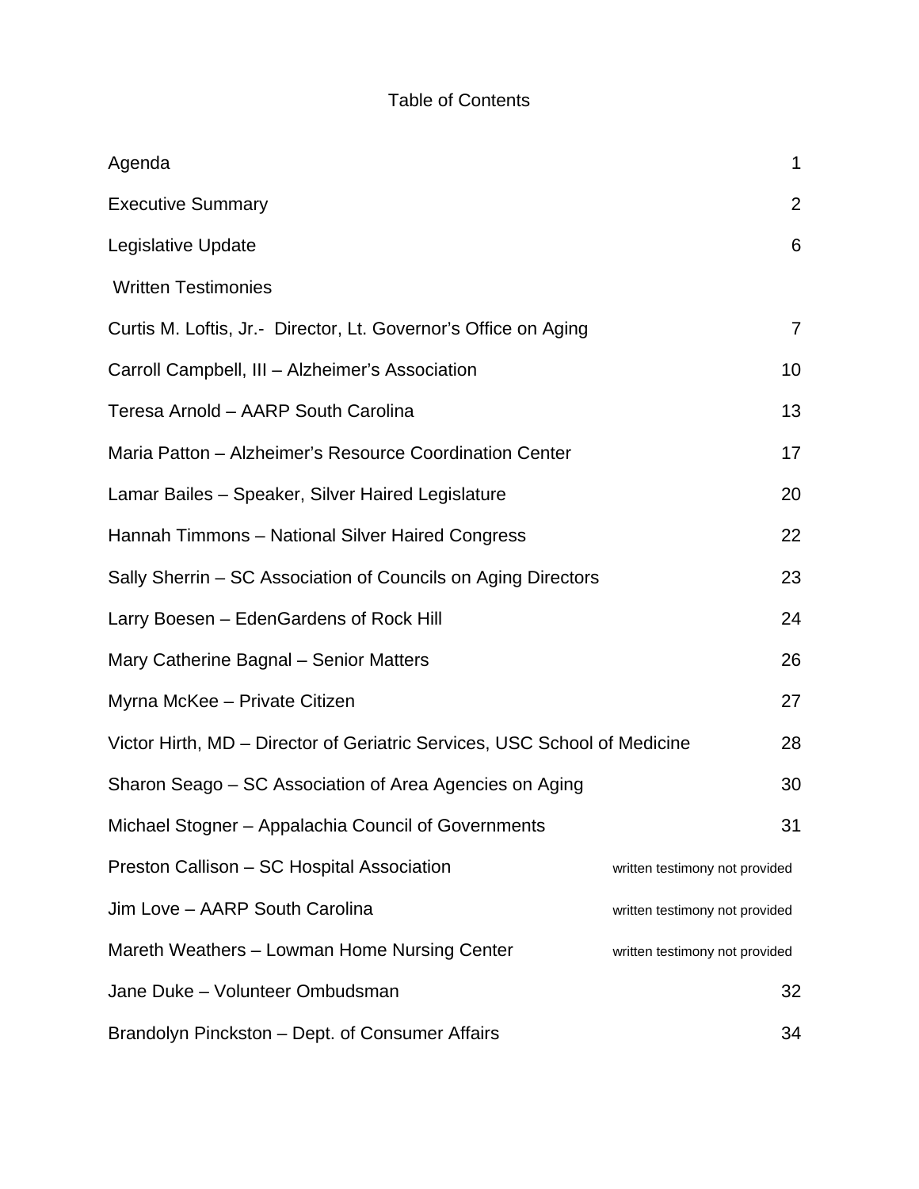# Table of Contents

| | |
|---|---|
| Agenda | 1 |
| Executive Summary | 2 |
| Legislative Update | 6 |
| Written Testimonies | |
| Curtis M. Loftis, Jr.- Director, Lt. Governor's Office on Aging | 7 |
| Carroll Campbell, III – Alzheimer's Association | 10 |
| Teresa Arnold – AARP South Carolina | 13 |
| Maria Patton – Alzheimer's Resource Coordination Center | 17 |
| Lamar Bailes – Speaker, Silver Haired Legislature | 20 |
| Hannah Timmons – National Silver Haired Congress | 22 |
| Sally Sherrin – SC Association of Councils on Aging Directors | 23 |
| Larry Boesen – EdenGardens of Rock Hill | 24 |
| Mary Catherine Bagnal – Senior Matters | 26 |
| Myrna McKee – Private Citizen | 27 |
| Victor Hirth, MD – Director of Geriatric Services, USC School of Medicine | 28 |
| Sharon Seago – SC Association of Area Agencies on Aging | 30 |
| Michael Stogner – Appalachia Council of Governments | 31 |
| Preston Callison – SC Hospital Association | written testimony not provided |
| Jim Love – AARP South Carolina | written testimony not provided |
| Mareth Weathers – Lowman Home Nursing Center | written testimony not provided |
| Jane Duke – Volunteer Ombudsman | 32 |
| Brandolyn Pinckston – Dept. of Consumer Affairs | 34 |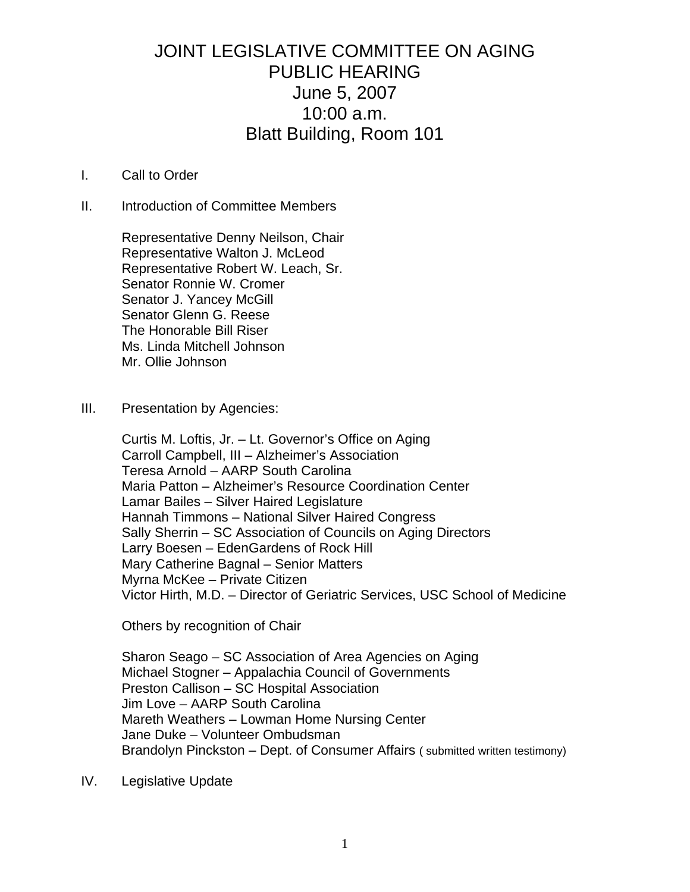# JOINT LEGISLATIVE COMMITTEE ON AGING
## PUBLIC HEARING
## June 5, 2007
## 10:00 a.m.
## Blatt Building, Room 101

I. Call to Order

II. Introduction of Committee Members

Representative Denny Neilson, Chair
Representative Walton J. McLeod
Representative Robert W. Leach, Sr.
Senator Ronnie W. Cromer
Senator J. Yancey McGill
Senator Glenn G. Reese
The Honorable Bill Riser
Ms. Linda Mitchell Johnson
Mr. Ollie Johnson

III. Presentation by Agencies:

Curtis M. Loftis, Jr. – Lt. Governor's Office on Aging
Carroll Campbell, III – Alzheimer's Association
Teresa Arnold – AARP South Carolina
Maria Patton – Alzheimer's Resource Coordination Center
Lamar Bailes – Silver Haired Legislature
Hannah Timmons – National Silver Haired Congress
Sally Sherrin – SC Association of Councils on Aging Directors
Larry Boesen – EdenGardens of Rock Hill
Mary Catherine Bagnal – Senior Matters
Myrna McKee – Private Citizen
Victor Hirth, M.D. – Director of Geriatric Services, USC School of Medicine

Others by recognition of Chair

Sharon Seago – SC Association of Area Agencies on Aging
Michael Stogner – Appalachia Council of Governments
Preston Callison – SC Hospital Association
Jim Love – AARP South Carolina
Mareth Weathers – Lowman Home Nursing Center
Jane Duke – Volunteer Ombudsman
Brandolyn Pinckston – Dept. of Consumer Affairs ( submitted written testimony)

IV. Legislative Update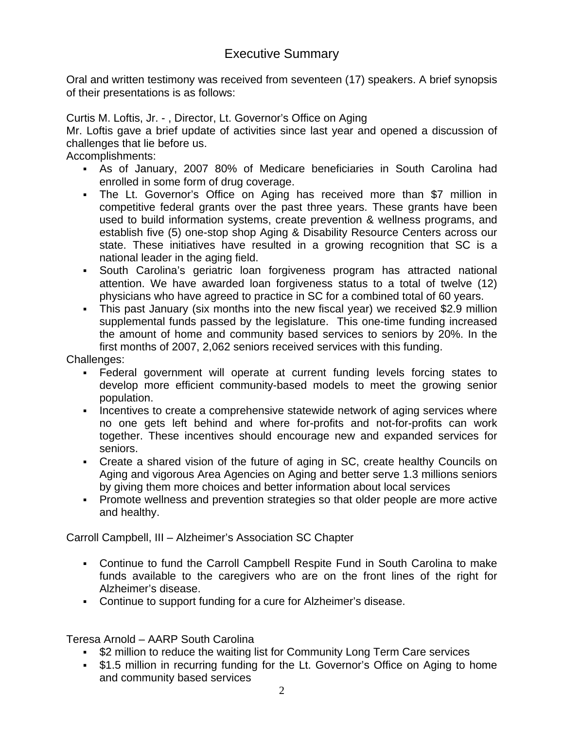# Executive Summary

Oral and written testimony was received from seventeen (17) speakers. A brief synopsis of their presentations is as follows:

Curtis M. Loftis, Jr. - , Director, Lt. Governor's Office on Aging
Mr. Loftis gave a brief update of activities since last year and opened a discussion of challenges that lie before us.
Accomplishments:

- As of January, 2007 80% of Medicare beneficiaries in South Carolina had enrolled in some form of drug coverage.
- The Lt. Governor's Office on Aging has received more than $7 million in competitive federal grants over the past three years. These grants have been used to build information systems, create prevention & wellness programs, and establish five (5) one-stop shop Aging & Disability Resource Centers across our state. These initiatives have resulted in a growing recognition that SC is a national leader in the aging field.
- South Carolina's geriatric loan forgiveness program has attracted national attention. We have awarded loan forgiveness status to a total of twelve (12) physicians who have agreed to practice in SC for a combined total of 60 years.
- This past January (six months into the new fiscal year) we received $2.9 million supplemental funds passed by the legislature. This one-time funding increased the amount of home and community based services to seniors by 20%. In the first months of 2007, 2,062 seniors received services with this funding.

Challenges:

- Federal government will operate at current funding levels forcing states to develop more efficient community-based models to meet the growing senior population.
- Incentives to create a comprehensive statewide network of aging services where no one gets left behind and where for-profits and not-for-profits can work together. These incentives should encourage new and expanded services for seniors.
- Create a shared vision of the future of aging in SC, create healthy Councils on Aging and vigorous Area Agencies on Aging and better serve 1.3 millions seniors by giving them more choices and better information about local services
- Promote wellness and prevention strategies so that older people are more active and healthy.

Carroll Campbell, III – Alzheimer's Association SC Chapter

- Continue to fund the Carroll Campbell Respite Fund in South Carolina to make funds available to the caregivers who are on the front lines of the right for Alzheimer's disease.
- Continue to support funding for a cure for Alzheimer's disease.

Teresa Arnold – AARP South Carolina

- $2 million to reduce the waiting list for Community Long Term Care services
- $1.5 million in recurring funding for the Lt. Governor's Office on Aging to home and community based services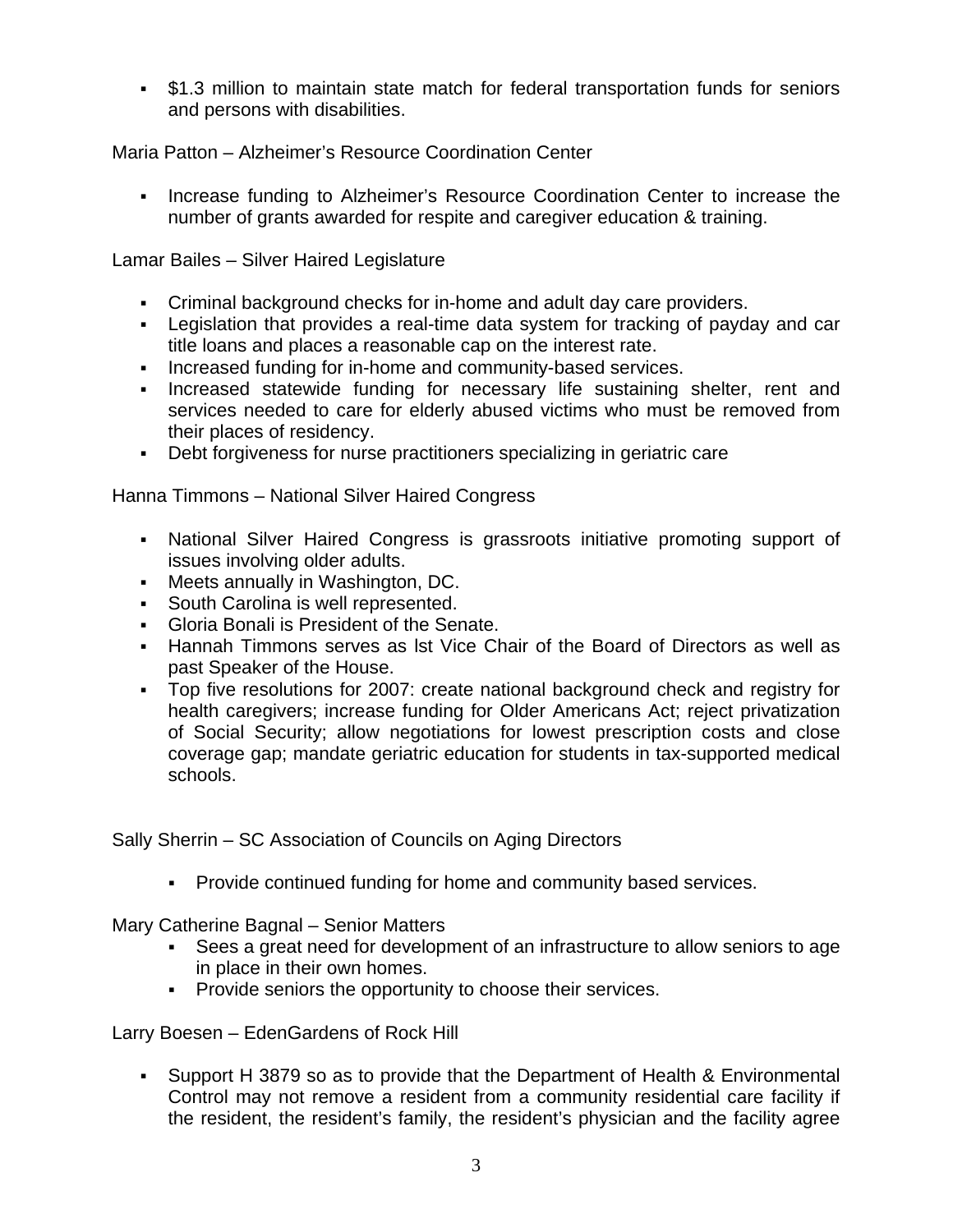- $1.3 million to maintain state match for federal transportation funds for seniors and persons with disabilities.

Maria Patton – Alzheimer's Resource Coordination Center

- Increase funding to Alzheimer's Resource Coordination Center to increase the number of grants awarded for respite and caregiver education & training.

Lamar Bailes – Silver Haired Legislature

- Criminal background checks for in-home and adult day care providers.
- Legislation that provides a real-time data system for tracking of payday and car title loans and places a reasonable cap on the interest rate.
- Increased funding for in-home and community-based services.
- Increased statewide funding for necessary life sustaining shelter, rent and services needed to care for elderly abused victims who must be removed from their places of residency.
- Debt forgiveness for nurse practitioners specializing in geriatric care

Hanna Timmons – National Silver Haired Congress

- National Silver Haired Congress is grassroots initiative promoting support of issues involving older adults.
- Meets annually in Washington, DC.
- South Carolina is well represented.
- Gloria Bonali is President of the Senate.
- Hannah Timmons serves as lst Vice Chair of the Board of Directors as well as past Speaker of the House.
- Top five resolutions for 2007: create national background check and registry for health caregivers; increase funding for Older Americans Act; reject privatization of Social Security; allow negotiations for lowest prescription costs and close coverage gap; mandate geriatric education for students in tax-supported medical schools.

Sally Sherrin – SC Association of Councils on Aging Directors

- Provide continued funding for home and community based services.

Mary Catherine Bagnal – Senior Matters

- Sees a great need for development of an infrastructure to allow seniors to age in place in their own homes.
- Provide seniors the opportunity to choose their services.

Larry Boesen – EdenGardens of Rock Hill

- Support H 3879 so as to provide that the Department of Health & Environmental Control may not remove a resident from a community residential care facility if the resident, the resident's family, the resident's physician and the facility agree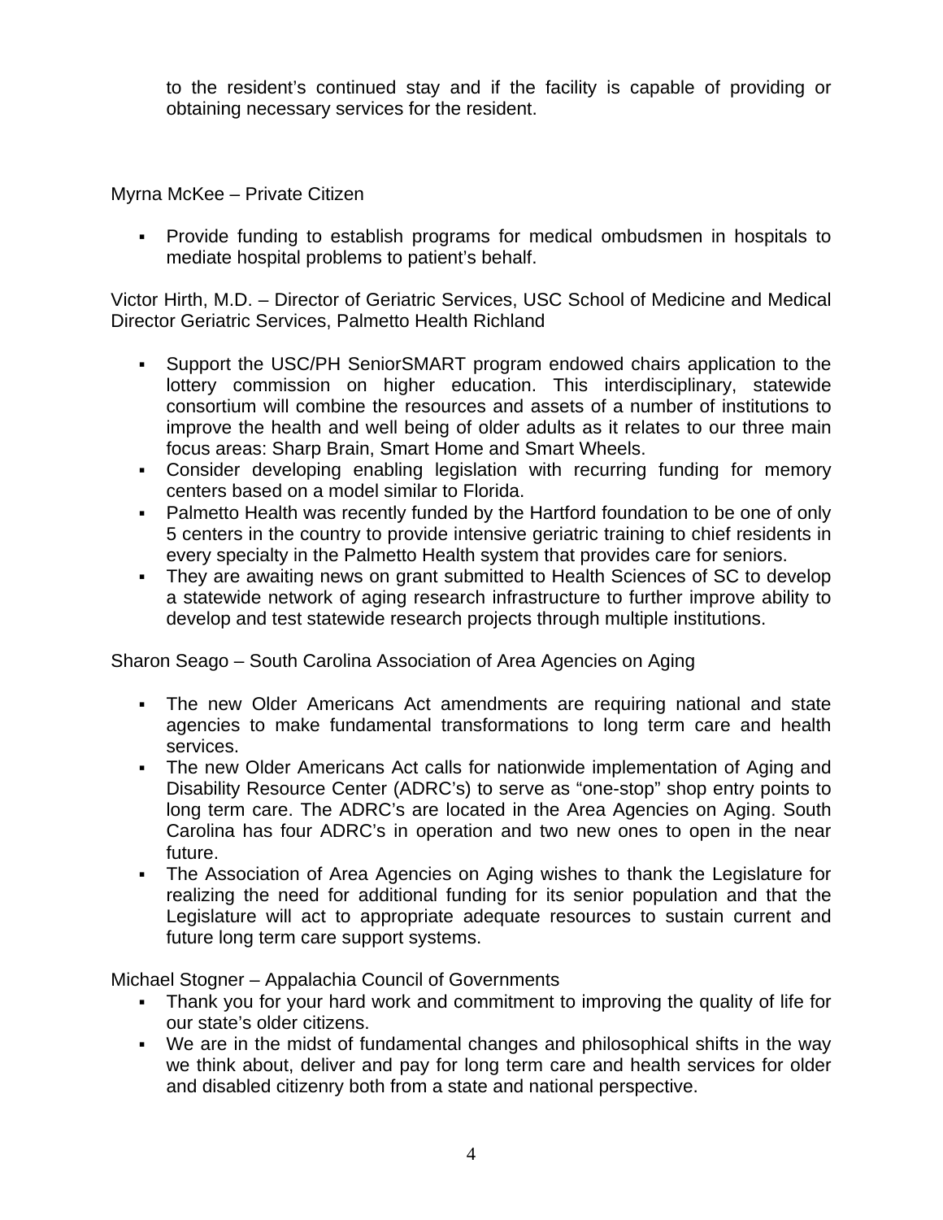to the resident's continued stay and if the facility is capable of providing or obtaining necessary services for the resident.

Myrna McKee – Private Citizen

- Provide funding to establish programs for medical ombudsmen in hospitals to mediate hospital problems to patient's behalf.

Victor Hirth, M.D. – Director of Geriatric Services, USC School of Medicine and Medical Director Geriatric Services, Palmetto Health Richland

- Support the USC/PH SeniorSMART program endowed chairs application to the lottery commission on higher education. This interdisciplinary, statewide consortium will combine the resources and assets of a number of institutions to improve the health and well being of older adults as it relates to our three main focus areas: Sharp Brain, Smart Home and Smart Wheels.
- Consider developing enabling legislation with recurring funding for memory centers based on a model similar to Florida.
- Palmetto Health was recently funded by the Hartford foundation to be one of only 5 centers in the country to provide intensive geriatric training to chief residents in every specialty in the Palmetto Health system that provides care for seniors.
- They are awaiting news on grant submitted to Health Sciences of SC to develop a statewide network of aging research infrastructure to further improve ability to develop and test statewide research projects through multiple institutions.

Sharon Seago – South Carolina Association of Area Agencies on Aging

- The new Older Americans Act amendments are requiring national and state agencies to make fundamental transformations to long term care and health services.
- The new Older Americans Act calls for nationwide implementation of Aging and Disability Resource Center (ADRC's) to serve as "one-stop" shop entry points to long term care. The ADRC's are located in the Area Agencies on Aging. South Carolina has four ADRC's in operation and two new ones to open in the near future.
- The Association of Area Agencies on Aging wishes to thank the Legislature for realizing the need for additional funding for its senior population and that the Legislature will act to appropriate adequate resources to sustain current and future long term care support systems.

Michael Stogner – Appalachia Council of Governments

- Thank you for your hard work and commitment to improving the quality of life for our state's older citizens.
- We are in the midst of fundamental changes and philosophical shifts in the way we think about, deliver and pay for long term care and health services for older and disabled citizenry both from a state and national perspective.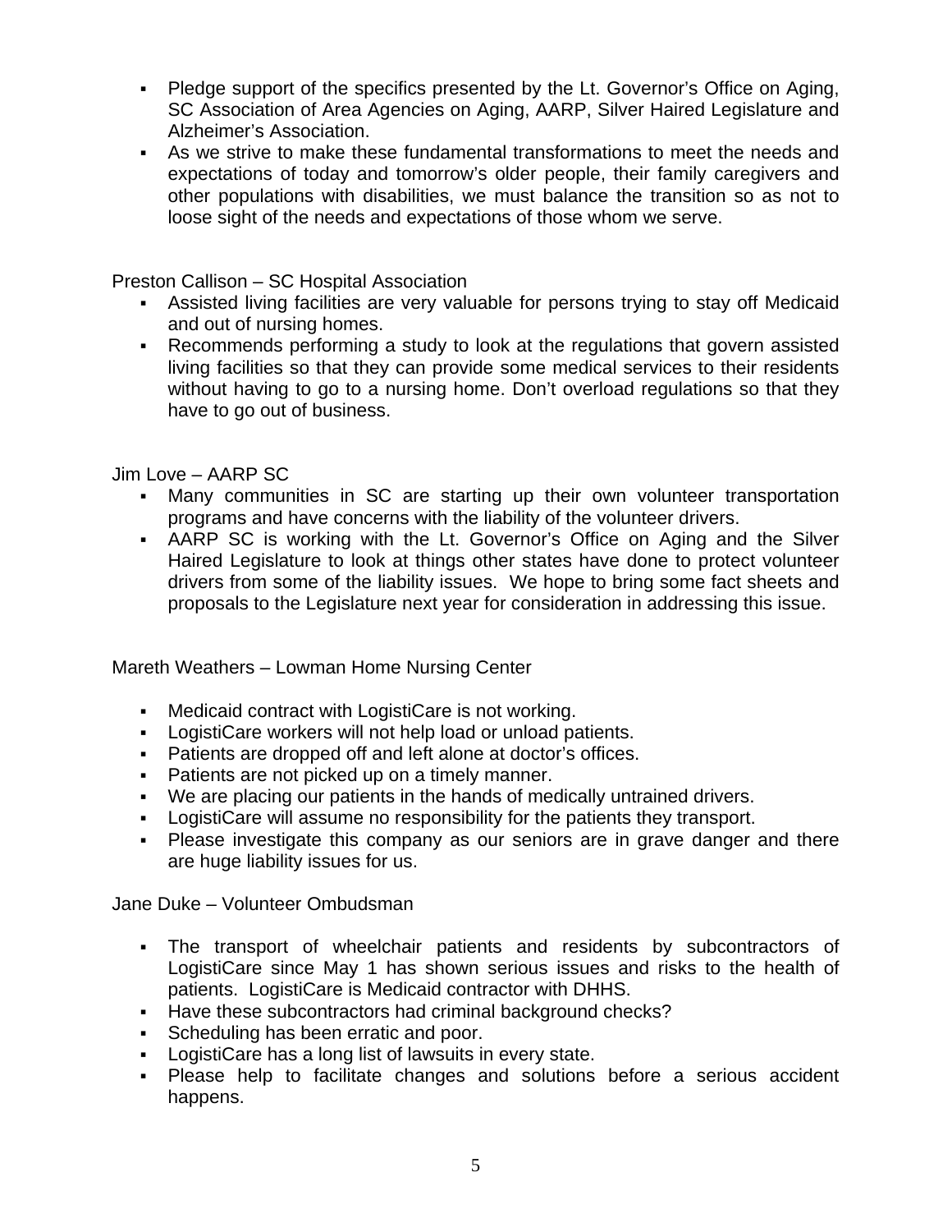- Pledge support of the specifics presented by the Lt. Governor's Office on Aging, SC Association of Area Agencies on Aging, AARP, Silver Haired Legislature and Alzheimer's Association.
- As we strive to make these fundamental transformations to meet the needs and expectations of today and tomorrow's older people, their family caregivers and other populations with disabilities, we must balance the transition so as not to loose sight of the needs and expectations of those whom we serve.

Preston Callison – SC Hospital Association

- Assisted living facilities are very valuable for persons trying to stay off Medicaid and out of nursing homes.
- Recommends performing a study to look at the regulations that govern assisted living facilities so that they can provide some medical services to their residents without having to go to a nursing home. Don't overload regulations so that they have to go out of business.

Jim Love – AARP SC

- Many communities in SC are starting up their own volunteer transportation programs and have concerns with the liability of the volunteer drivers.
- AARP SC is working with the Lt. Governor's Office on Aging and the Silver Haired Legislature to look at things other states have done to protect volunteer drivers from some of the liability issues. We hope to bring some fact sheets and proposals to the Legislature next year for consideration in addressing this issue.

Mareth Weathers – Lowman Home Nursing Center

- Medicaid contract with LogistiCare is not working.
- LogistiCare workers will not help load or unload patients.
- Patients are dropped off and left alone at doctor's offices.
- Patients are not picked up on a timely manner.
- We are placing our patients in the hands of medically untrained drivers.
- LogistiCare will assume no responsibility for the patients they transport.
- Please investigate this company as our seniors are in grave danger and there are huge liability issues for us.

Jane Duke – Volunteer Ombudsman

- The transport of wheelchair patients and residents by subcontractors of LogistiCare since May 1 has shown serious issues and risks to the health of patients. LogistiCare is Medicaid contractor with DHHS.
- Have these subcontractors had criminal background checks?
- Scheduling has been erratic and poor.
- LogistiCare has a long list of lawsuits in every state.
- Please help to facilitate changes and solutions before a serious accident happens.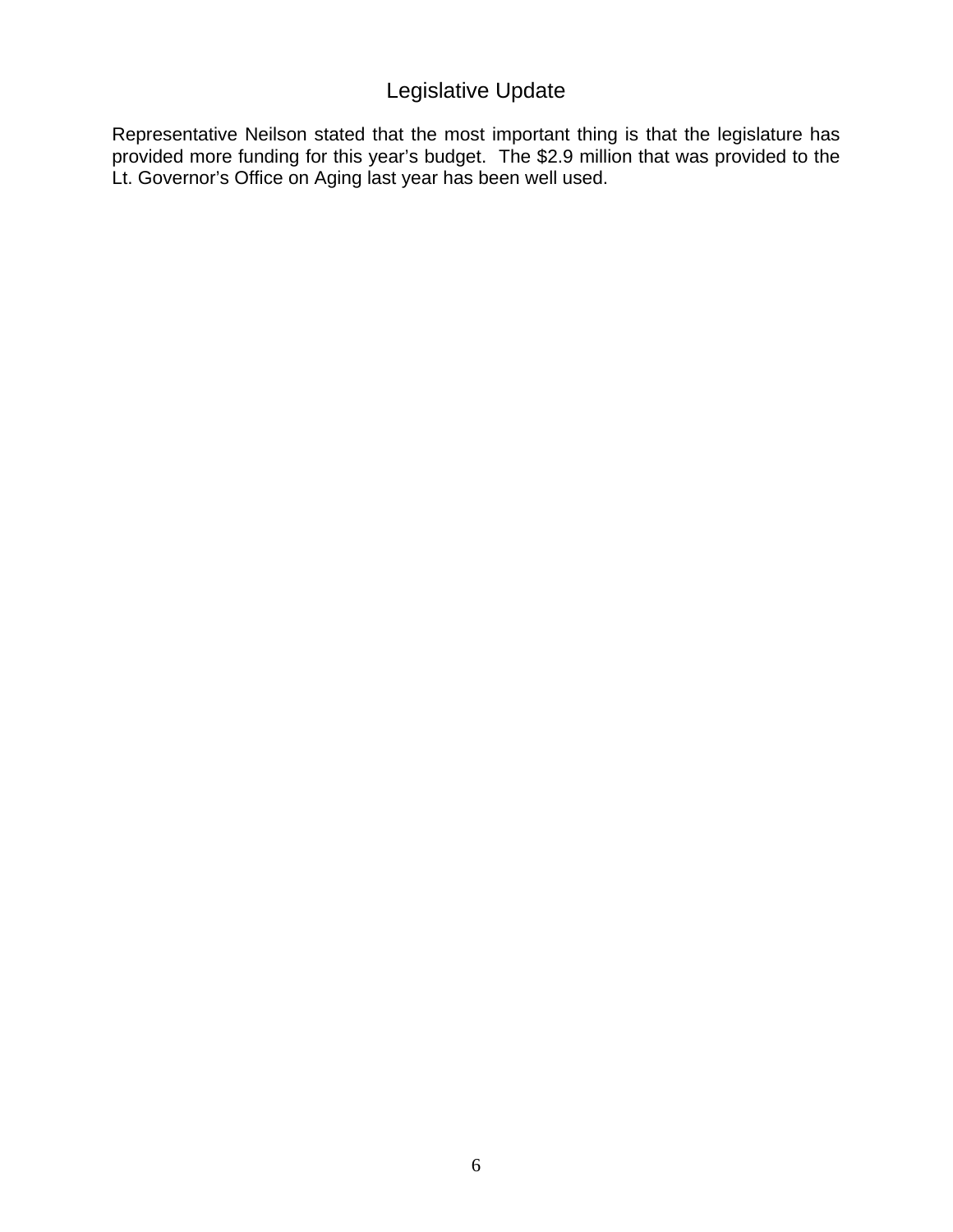## Legislative Update

Representative Neilson stated that the most important thing is that the legislature has provided more funding for this year's budget. The $2.9 million that was provided to the Lt. Governor's Office on Aging last year has been well used.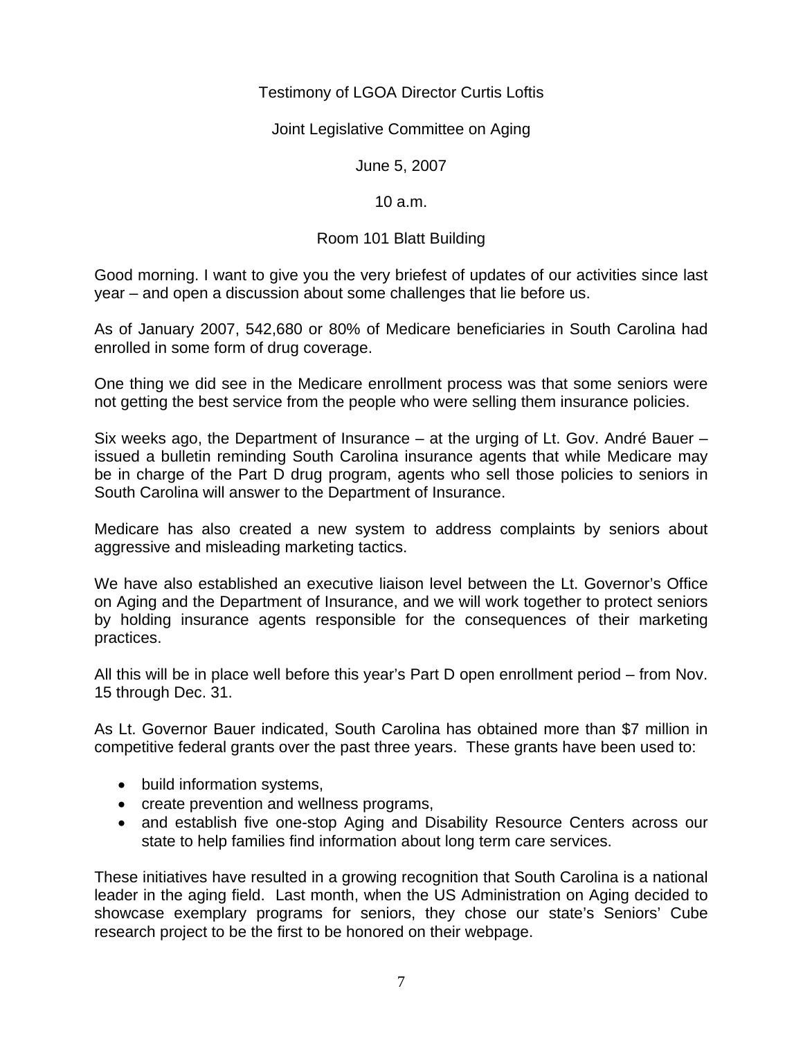Testimony of LGOA Director Curtis Loftis

Joint Legislative Committee on Aging

June 5, 2007

10 a.m.

Room 101 Blatt Building

Good morning. I want to give you the very briefest of updates of our activities since last year – and open a discussion about some challenges that lie before us.

As of January 2007, 542,680 or 80% of Medicare beneficiaries in South Carolina had enrolled in some form of drug coverage.

One thing we did see in the Medicare enrollment process was that some seniors were not getting the best service from the people who were selling them insurance policies.

Six weeks ago, the Department of Insurance – at the urging of Lt. Gov. André Bauer – issued a bulletin reminding South Carolina insurance agents that while Medicare may be in charge of the Part D drug program, agents who sell those policies to seniors in South Carolina will answer to the Department of Insurance.

Medicare has also created a new system to address complaints by seniors about aggressive and misleading marketing tactics.

We have also established an executive liaison level between the Lt. Governor's Office on Aging and the Department of Insurance, and we will work together to protect seniors by holding insurance agents responsible for the consequences of their marketing practices.

All this will be in place well before this year's Part D open enrollment period – from Nov. 15 through Dec. 31.

As Lt. Governor Bauer indicated, South Carolina has obtained more than $7 million in competitive federal grants over the past three years. These grants have been used to:

- build information systems,
- create prevention and wellness programs,
- and establish five one-stop Aging and Disability Resource Centers across our state to help families find information about long term care services.

These initiatives have resulted in a growing recognition that South Carolina is a national leader in the aging field. Last month, when the US Administration on Aging decided to showcase exemplary programs for seniors, they chose our state's Seniors' Cube research project to be the first to be honored on their webpage.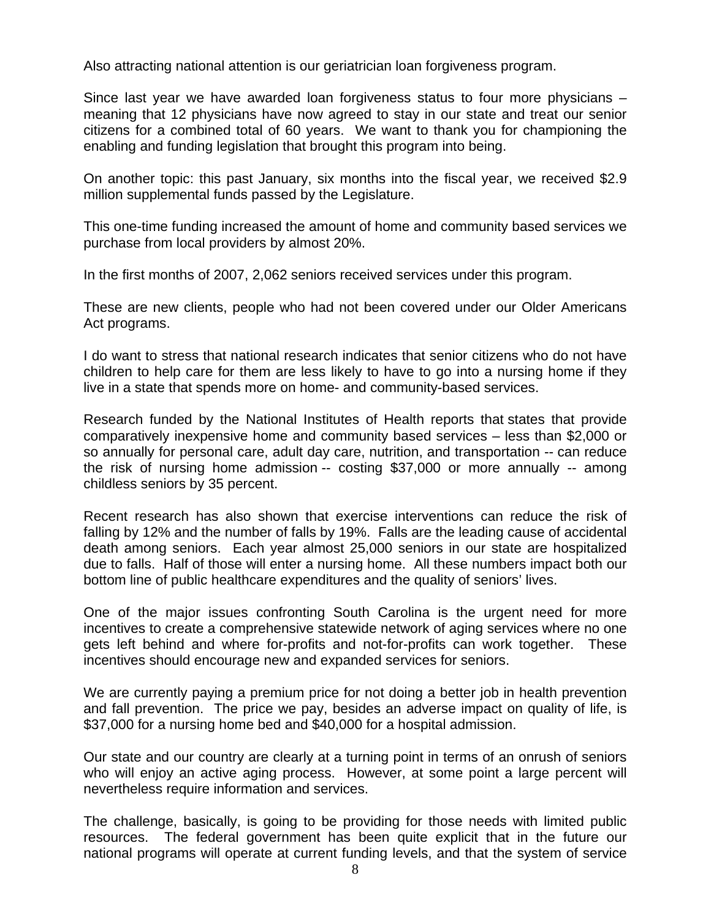Also attracting national attention is our geriatrician loan forgiveness program.

Since last year we have awarded loan forgiveness status to four more physicians – meaning that 12 physicians have now agreed to stay in our state and treat our senior citizens for a combined total of 60 years. We want to thank you for championing the enabling and funding legislation that brought this program into being.

On another topic: this past January, six months into the fiscal year, we received $2.9 million supplemental funds passed by the Legislature.

This one-time funding increased the amount of home and community based services we purchase from local providers by almost 20%.

In the first months of 2007, 2,062 seniors received services under this program.

These are new clients, people who had not been covered under our Older Americans Act programs.

I do want to stress that national research indicates that senior citizens who do not have children to help care for them are less likely to have to go into a nursing home if they live in a state that spends more on home- and community-based services.

Research funded by the National Institutes of Health reports that states that provide comparatively inexpensive home and community based services – less than $2,000 or so annually for personal care, adult day care, nutrition, and transportation -- can reduce the risk of nursing home admission -- costing $37,000 or more annually -- among childless seniors by 35 percent.

Recent research has also shown that exercise interventions can reduce the risk of falling by 12% and the number of falls by 19%. Falls are the leading cause of accidental death among seniors. Each year almost 25,000 seniors in our state are hospitalized due to falls. Half of those will enter a nursing home. All these numbers impact both our bottom line of public healthcare expenditures and the quality of seniors' lives.

One of the major issues confronting South Carolina is the urgent need for more incentives to create a comprehensive statewide network of aging services where no one gets left behind and where for-profits and not-for-profits can work together. These incentives should encourage new and expanded services for seniors.

We are currently paying a premium price for not doing a better job in health prevention and fall prevention. The price we pay, besides an adverse impact on quality of life, is $37,000 for a nursing home bed and $40,000 for a hospital admission.

Our state and our country are clearly at a turning point in terms of an onrush of seniors who will enjoy an active aging process. However, at some point a large percent will nevertheless require information and services.

The challenge, basically, is going to be providing for those needs with limited public resources. The federal government has been quite explicit that in the future our national programs will operate at current funding levels, and that the system of service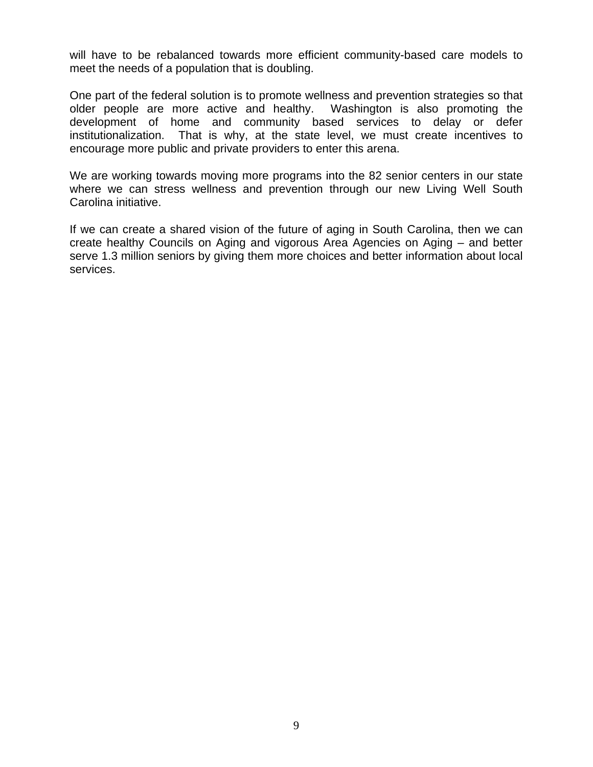will have to be rebalanced towards more efficient community-based care models to meet the needs of a population that is doubling.

One part of the federal solution is to promote wellness and prevention strategies so that older people are more active and healthy. Washington is also promoting the development of home and community based services to delay or defer institutionalization. That is why, at the state level, we must create incentives to encourage more public and private providers to enter this arena.

We are working towards moving more programs into the 82 senior centers in our state where we can stress wellness and prevention through our new Living Well South Carolina initiative.

If we can create a shared vision of the future of aging in South Carolina, then we can create healthy Councils on Aging and vigorous Area Agencies on Aging – and better serve 1.3 million seniors by giving them more choices and better information about local services.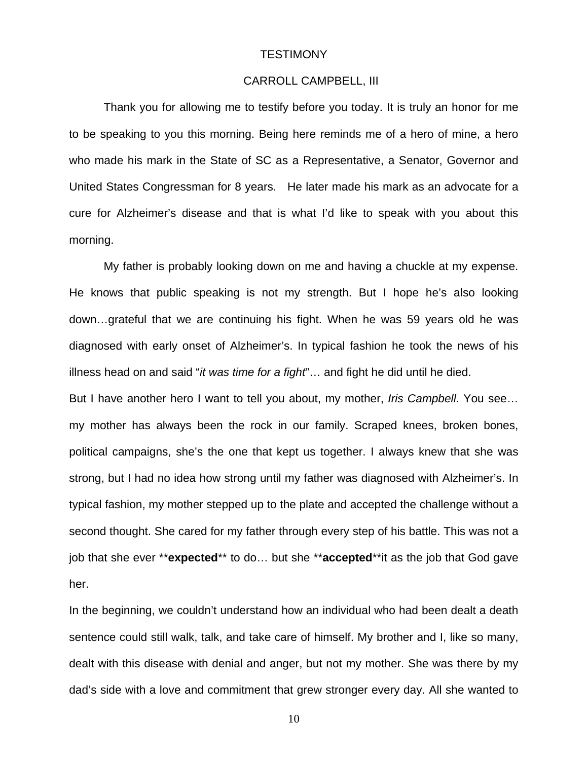TESTIMONY

CARROLL CAMPBELL, III

Thank you for allowing me to testify before you today. It is truly an honor for me to be speaking to you this morning. Being here reminds me of a hero of mine, a hero who made his mark in the State of SC as a Representative, a Senator, Governor and United States Congressman for 8 years. He later made his mark as an advocate for a cure for Alzheimer's disease and that is what I'd like to speak with you about this morning.

My father is probably looking down on me and having a chuckle at my expense. He knows that public speaking is not my strength. But I hope he's also looking down…grateful that we are continuing his fight. When he was 59 years old he was diagnosed with early onset of Alzheimer's. In typical fashion he took the news of his illness head on and said "*it was time for a fight*"… and fight he did until he died.

But I have another hero I want to tell you about, my mother, *Iris Campbell*. You see… my mother has always been the rock in our family. Scraped knees, broken bones, political campaigns, she's the one that kept us together. I always knew that she was strong, but I had no idea how strong until my father was diagnosed with Alzheimer's. In typical fashion, my mother stepped up to the plate and accepted the challenge without a second thought. She cared for my father through every step of his battle. This was not a job that she ever **expected** to do… but she **accepted**it as the job that God gave her.

In the beginning, we couldn't understand how an individual who had been dealt a death sentence could still walk, talk, and take care of himself. My brother and I, like so many, dealt with this disease with denial and anger, but not my mother. She was there by my dad's side with a love and commitment that grew stronger every day. All she wanted to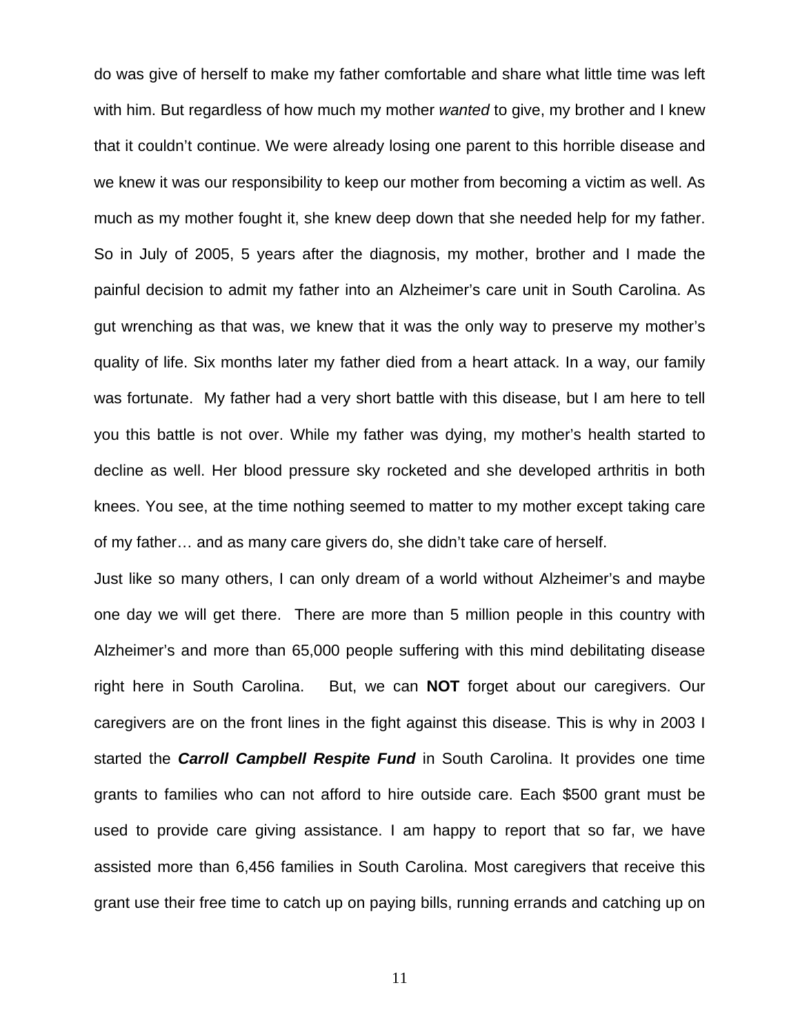do was give of herself to make my father comfortable and share what little time was left with him. But regardless of how much my mother *wanted* to give, my brother and I knew that it couldn't continue. We were already losing one parent to this horrible disease and we knew it was our responsibility to keep our mother from becoming a victim as well. As much as my mother fought it, she knew deep down that she needed help for my father. So in July of 2005, 5 years after the diagnosis, my mother, brother and I made the painful decision to admit my father into an Alzheimer's care unit in South Carolina. As gut wrenching as that was, we knew that it was the only way to preserve my mother's quality of life. Six months later my father died from a heart attack. In a way, our family was fortunate. My father had a very short battle with this disease, but I am here to tell you this battle is not over. While my father was dying, my mother's health started to decline as well. Her blood pressure sky rocketed and she developed arthritis in both knees. You see, at the time nothing seemed to matter to my mother except taking care of my father… and as many care givers do, she didn't take care of herself.

Just like so many others, I can only dream of a world without Alzheimer's and maybe one day we will get there. There are more than 5 million people in this country with Alzheimer's and more than 65,000 people suffering with this mind debilitating disease right here in South Carolina. But, we can **NOT** forget about our caregivers. Our caregivers are on the front lines in the fight against this disease. This is why in 2003 I started the ***Carroll Campbell Respite Fund*** in South Carolina. It provides one time grants to families who can not afford to hire outside care. Each $500 grant must be used to provide care giving assistance. I am happy to report that so far, we have assisted more than 6,456 families in South Carolina. Most caregivers that receive this grant use their free time to catch up on paying bills, running errands and catching up on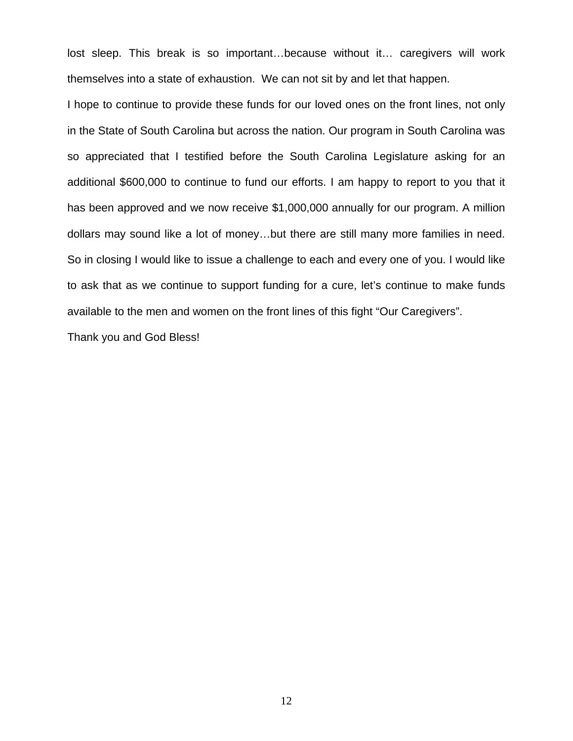lost sleep. This break is so important…because without it… caregivers will work themselves into a state of exhaustion. We can not sit by and let that happen.

I hope to continue to provide these funds for our loved ones on the front lines, not only in the State of South Carolina but across the nation. Our program in South Carolina was so appreciated that I testified before the South Carolina Legislature asking for an additional $600,000 to continue to fund our efforts. I am happy to report to you that it has been approved and we now receive $1,000,000 annually for our program. A million dollars may sound like a lot of money…but there are still many more families in need. So in closing I would like to issue a challenge to each and every one of you. I would like to ask that as we continue to support funding for a cure, let's continue to make funds available to the men and women on the front lines of this fight "Our Caregivers".

Thank you and God Bless!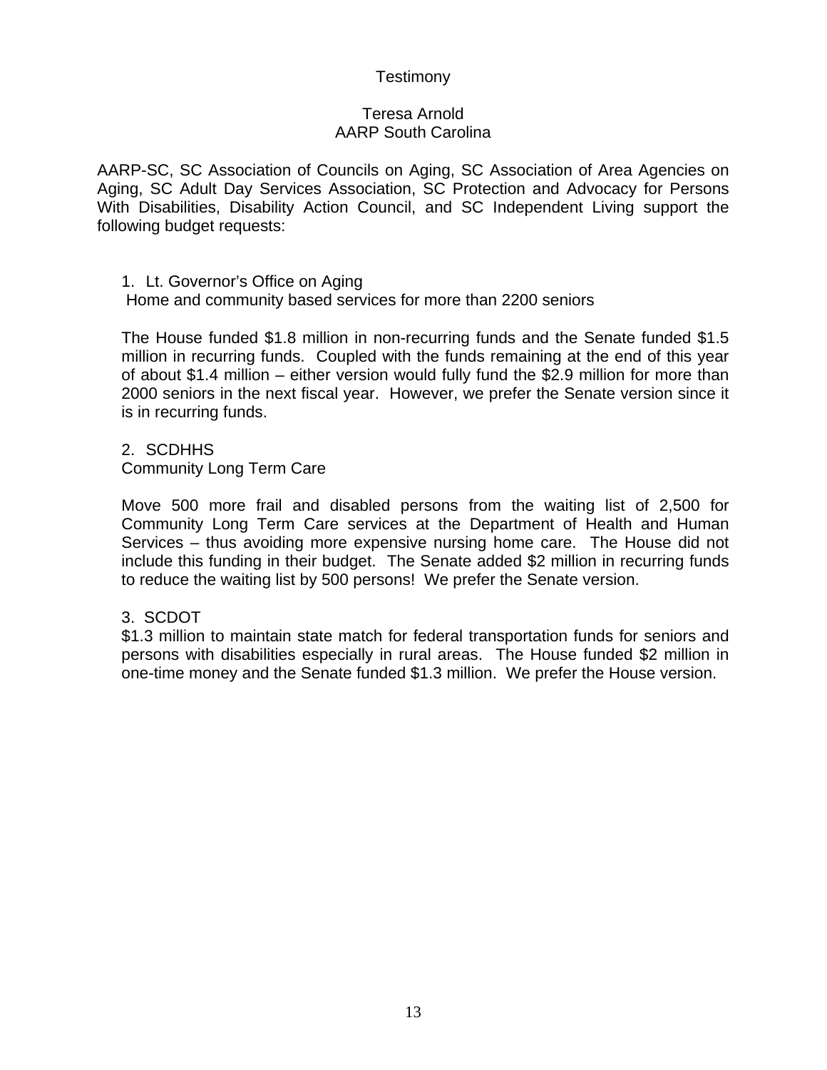# Testimony

## Teresa Arnold
## AARP South Carolina

AARP-SC, SC Association of Councils on Aging, SC Association of Area Agencies on Aging, SC Adult Day Services Association, SC Protection and Advocacy for Persons With Disabilities, Disability Action Council, and SC Independent Living support the following budget requests:

1. Lt. Governor's Office on Aging
   Home and community based services for more than 2200 seniors

   The House funded $1.8 million in non-recurring funds and the Senate funded $1.5 million in recurring funds. Coupled with the funds remaining at the end of this year of about $1.4 million – either version would fully fund the $2.9 million for more than 2000 seniors in the next fiscal year. However, we prefer the Senate version since it is in recurring funds.

2. SCDHHS
   Community Long Term Care

   Move 500 more frail and disabled persons from the waiting list of 2,500 for Community Long Term Care services at the Department of Health and Human Services – thus avoiding more expensive nursing home care. The House did not include this funding in their budget. The Senate added $2 million in recurring funds to reduce the waiting list by 500 persons! We prefer the Senate version.

3. SCDOT
   $1.3 million to maintain state match for federal transportation funds for seniors and persons with disabilities especially in rural areas. The House funded $2 million in one-time money and the Senate funded $1.3 million. We prefer the House version.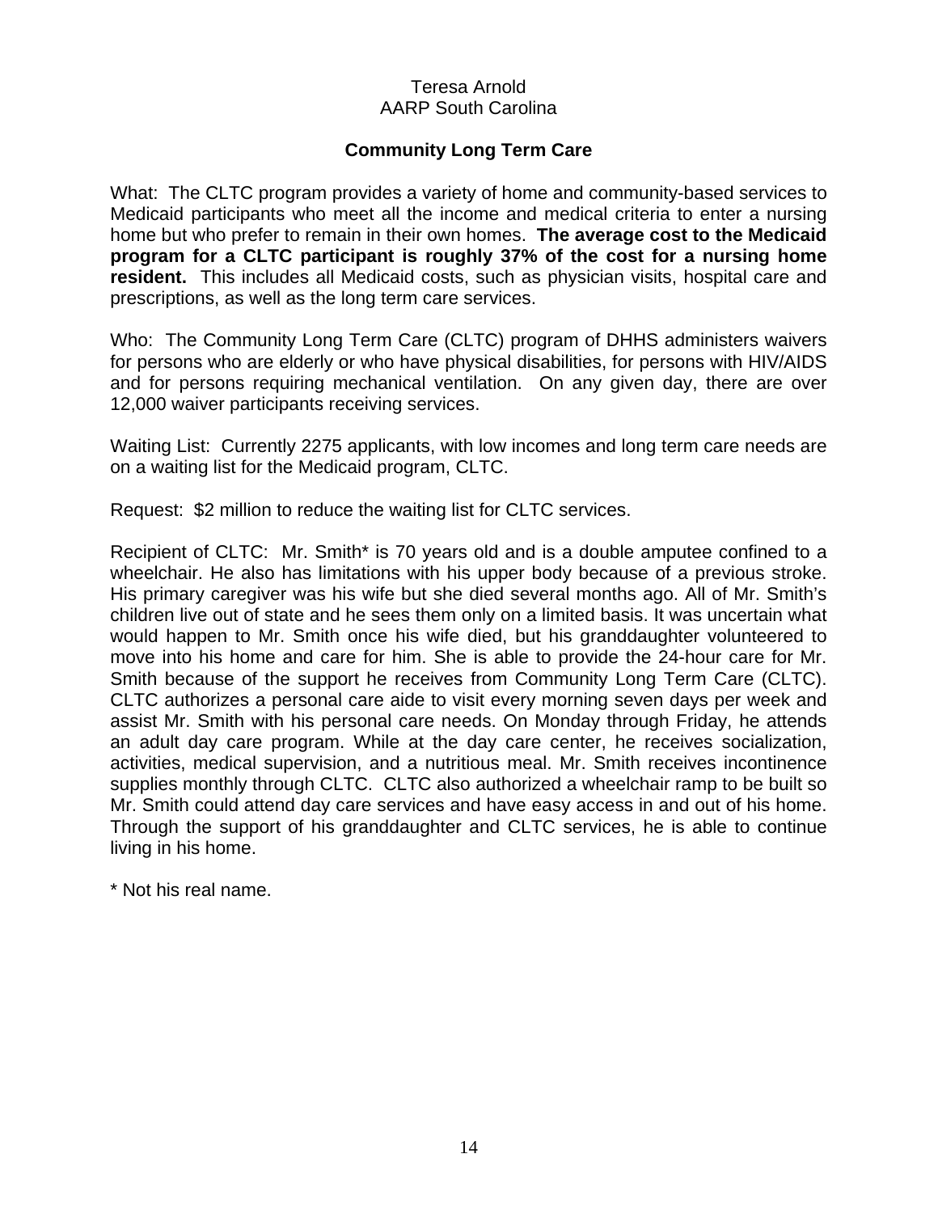Teresa Arnold
AARP South Carolina

## Community Long Term Care

What: The CLTC program provides a variety of home and community-based services to Medicaid participants who meet all the income and medical criteria to enter a nursing home but who prefer to remain in their own homes. **The average cost to the Medicaid program for a CLTC participant is roughly 37% of the cost for a nursing home resident.** This includes all Medicaid costs, such as physician visits, hospital care and prescriptions, as well as the long term care services.

Who: The Community Long Term Care (CLTC) program of DHHS administers waivers for persons who are elderly or who have physical disabilities, for persons with HIV/AIDS and for persons requiring mechanical ventilation. On any given day, there are over 12,000 waiver participants receiving services.

Waiting List: Currently 2275 applicants, with low incomes and long term care needs are on a waiting list for the Medicaid program, CLTC.

Request: $2 million to reduce the waiting list for CLTC services.

Recipient of CLTC: Mr. Smith* is 70 years old and is a double amputee confined to a wheelchair. He also has limitations with his upper body because of a previous stroke. His primary caregiver was his wife but she died several months ago. All of Mr. Smith's children live out of state and he sees them only on a limited basis. It was uncertain what would happen to Mr. Smith once his wife died, but his granddaughter volunteered to move into his home and care for him. She is able to provide the 24-hour care for Mr. Smith because of the support he receives from Community Long Term Care (CLTC). CLTC authorizes a personal care aide to visit every morning seven days per week and assist Mr. Smith with his personal care needs. On Monday through Friday, he attends an adult day care program. While at the day care center, he receives socialization, activities, medical supervision, and a nutritious meal. Mr. Smith receives incontinence supplies monthly through CLTC. CLTC also authorized a wheelchair ramp to be built so Mr. Smith could attend day care services and have easy access in and out of his home. Through the support of his granddaughter and CLTC services, he is able to continue living in his home.

* Not his real name.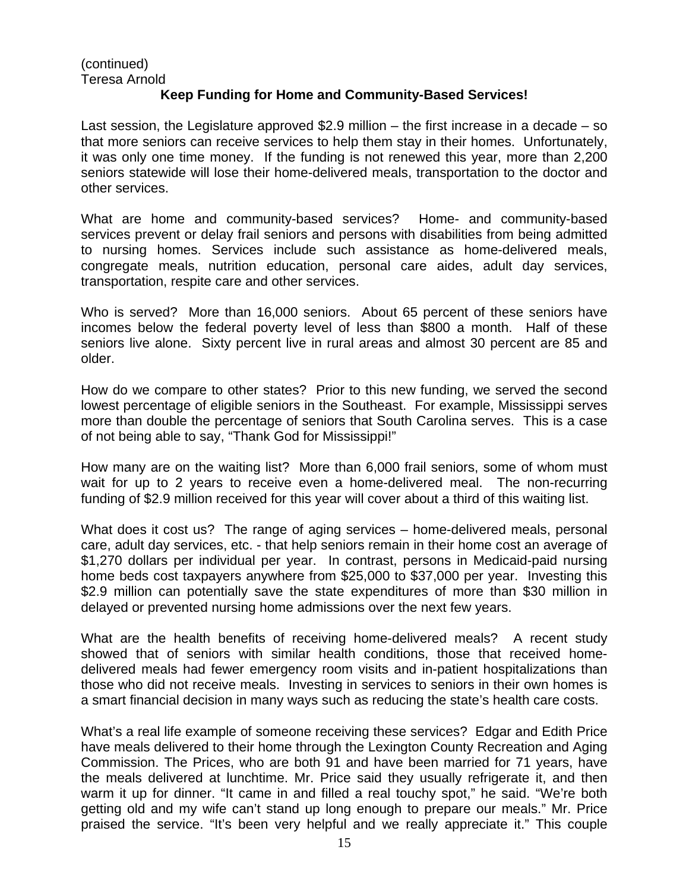(continued)
Teresa Arnold

**Keep Funding for Home and Community-Based Services!**

Last session, the Legislature approved $2.9 million – the first increase in a decade – so that more seniors can receive services to help them stay in their homes. Unfortunately, it was only one time money. If the funding is not renewed this year, more than 2,200 seniors statewide will lose their home-delivered meals, transportation to the doctor and other services.

What are home and community-based services? Home- and community-based services prevent or delay frail seniors and persons with disabilities from being admitted to nursing homes. Services include such assistance as home-delivered meals, congregate meals, nutrition education, personal care aides, adult day services, transportation, respite care and other services.

Who is served? More than 16,000 seniors. About 65 percent of these seniors have incomes below the federal poverty level of less than $800 a month. Half of these seniors live alone. Sixty percent live in rural areas and almost 30 percent are 85 and older.

How do we compare to other states? Prior to this new funding, we served the second lowest percentage of eligible seniors in the Southeast. For example, Mississippi serves more than double the percentage of seniors that South Carolina serves. This is a case of not being able to say, "Thank God for Mississippi!"

How many are on the waiting list? More than 6,000 frail seniors, some of whom must wait for up to 2 years to receive even a home-delivered meal. The non-recurring funding of $2.9 million received for this year will cover about a third of this waiting list.

What does it cost us? The range of aging services – home-delivered meals, personal care, adult day services, etc. - that help seniors remain in their home cost an average of $1,270 dollars per individual per year. In contrast, persons in Medicaid-paid nursing home beds cost taxpayers anywhere from $25,000 to $37,000 per year. Investing this $2.9 million can potentially save the state expenditures of more than $30 million in delayed or prevented nursing home admissions over the next few years.

What are the health benefits of receiving home-delivered meals? A recent study showed that of seniors with similar health conditions, those that received home-delivered meals had fewer emergency room visits and in-patient hospitalizations than those who did not receive meals. Investing in services to seniors in their own homes is a smart financial decision in many ways such as reducing the state's health care costs.

What's a real life example of someone receiving these services? Edgar and Edith Price have meals delivered to their home through the Lexington County Recreation and Aging Commission. The Prices, who are both 91 and have been married for 71 years, have the meals delivered at lunchtime. Mr. Price said they usually refrigerate it, and then warm it up for dinner. "It came in and filled a real touchy spot," he said. "We're both getting old and my wife can't stand up long enough to prepare our meals." Mr. Price praised the service. "It's been very helpful and we really appreciate it." This couple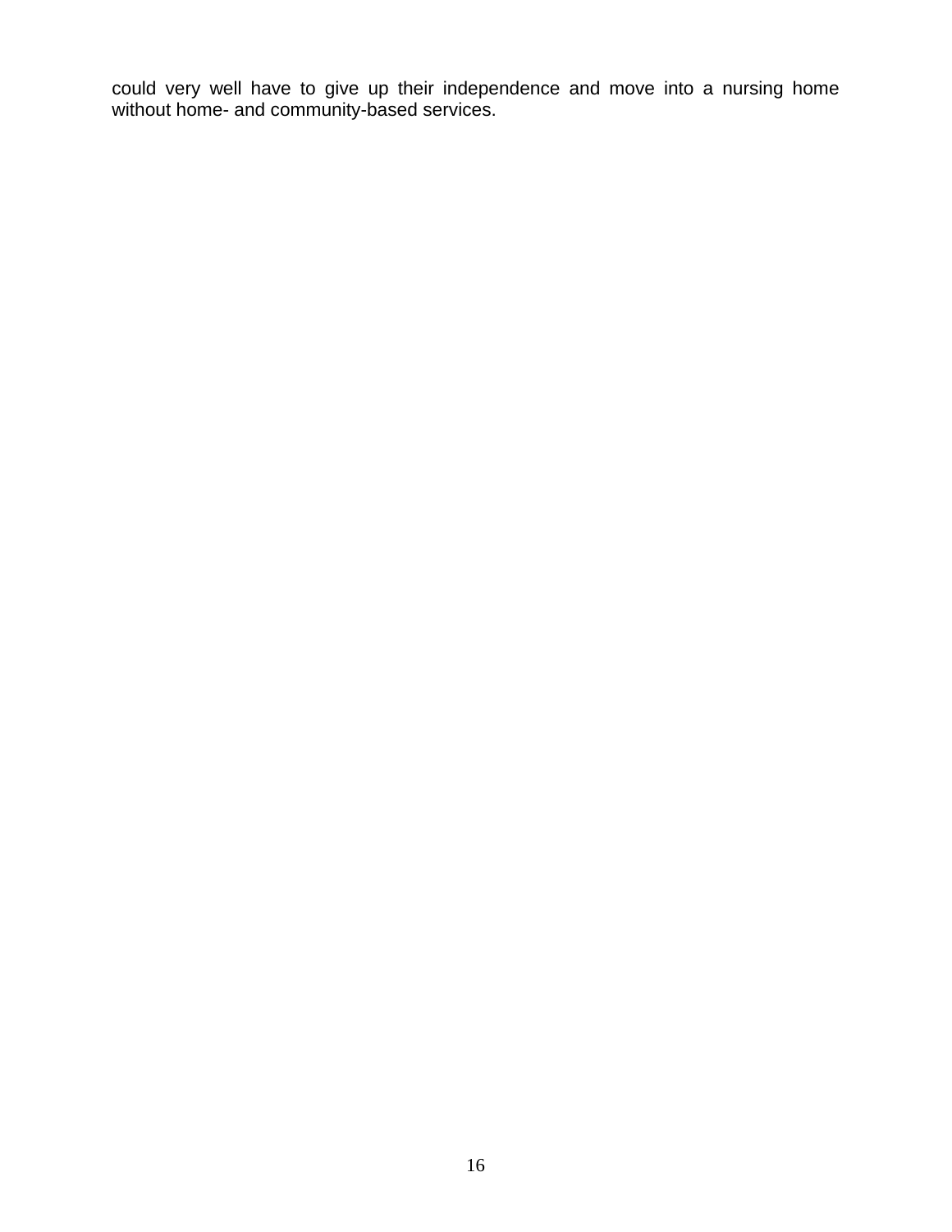could very well have to give up their independence and move into a nursing home without home- and community-based services.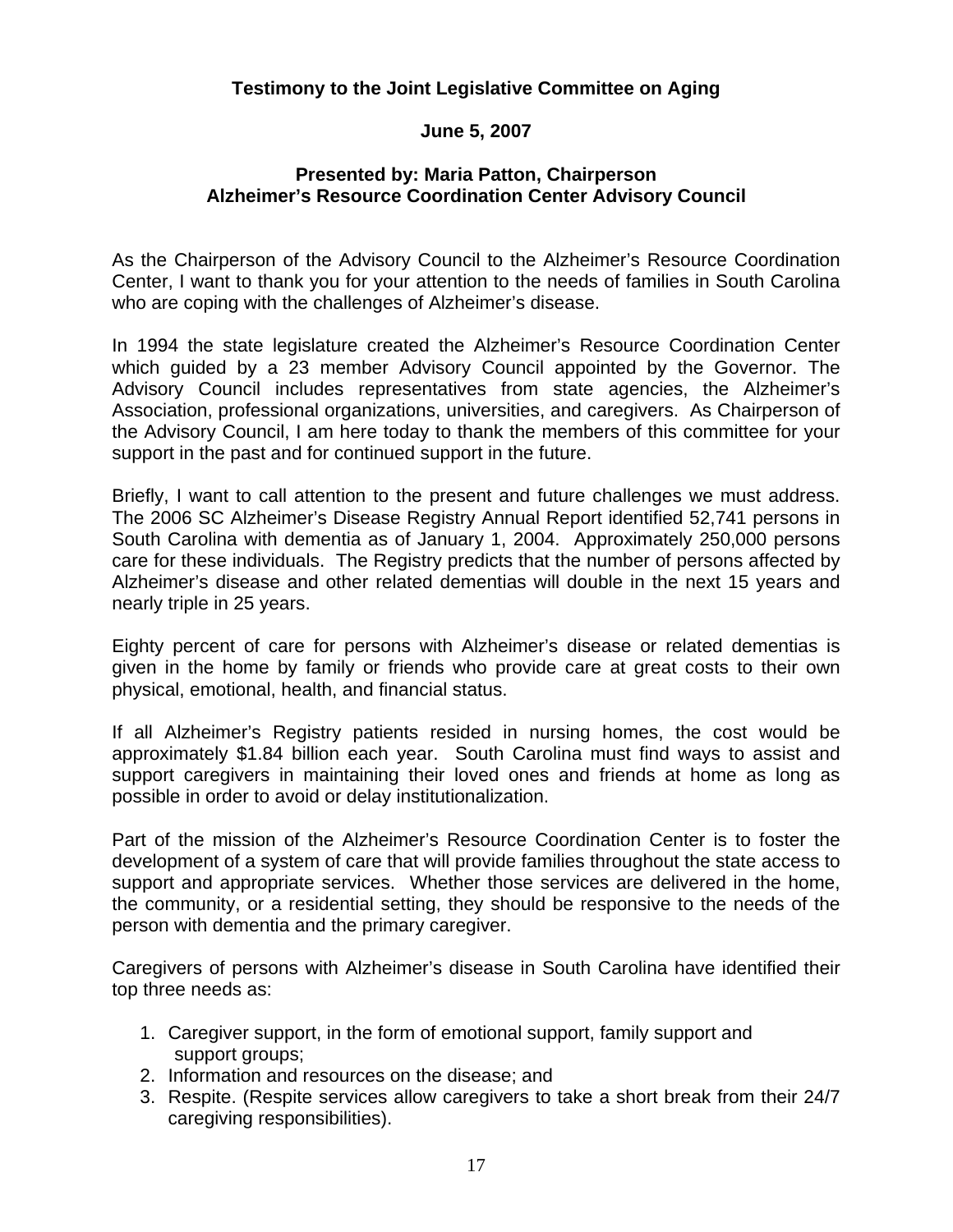**Testimony to the Joint Legislative Committee on Aging**

**June 5, 2007**

**Presented by: Maria Patton, Chairperson**
**Alzheimer's Resource Coordination Center Advisory Council**

As the Chairperson of the Advisory Council to the Alzheimer's Resource Coordination Center, I want to thank you for your attention to the needs of families in South Carolina who are coping with the challenges of Alzheimer's disease.

In 1994 the state legislature created the Alzheimer's Resource Coordination Center which guided by a 23 member Advisory Council appointed by the Governor. The Advisory Council includes representatives from state agencies, the Alzheimer's Association, professional organizations, universities, and caregivers. As Chairperson of the Advisory Council, I am here today to thank the members of this committee for your support in the past and for continued support in the future.

Briefly, I want to call attention to the present and future challenges we must address. The 2006 SC Alzheimer's Disease Registry Annual Report identified 52,741 persons in South Carolina with dementia as of January 1, 2004. Approximately 250,000 persons care for these individuals. The Registry predicts that the number of persons affected by Alzheimer's disease and other related dementias will double in the next 15 years and nearly triple in 25 years.

Eighty percent of care for persons with Alzheimer's disease or related dementias is given in the home by family or friends who provide care at great costs to their own physical, emotional, health, and financial status.

If all Alzheimer's Registry patients resided in nursing homes, the cost would be approximately $1.84 billion each year. South Carolina must find ways to assist and support caregivers in maintaining their loved ones and friends at home as long as possible in order to avoid or delay institutionalization.

Part of the mission of the Alzheimer's Resource Coordination Center is to foster the development of a system of care that will provide families throughout the state access to support and appropriate services. Whether those services are delivered in the home, the community, or a residential setting, they should be responsive to the needs of the person with dementia and the primary caregiver.

Caregivers of persons with Alzheimer's disease in South Carolina have identified their top three needs as:

1. Caregiver support, in the form of emotional support, family support and support groups;
2. Information and resources on the disease; and
3. Respite. (Respite services allow caregivers to take a short break from their 24/7 caregiving responsibilities).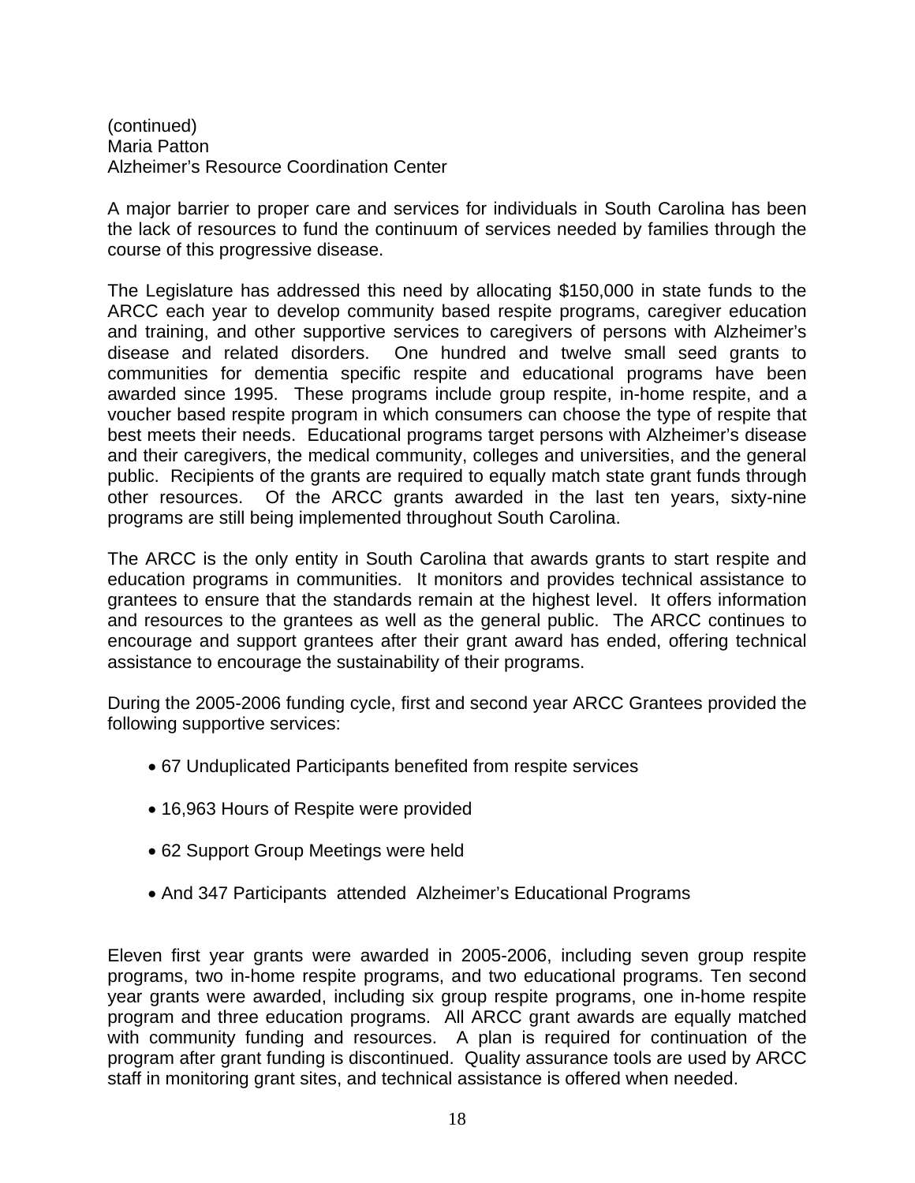(continued)
Maria Patton
Alzheimer's Resource Coordination Center

A major barrier to proper care and services for individuals in South Carolina has been the lack of resources to fund the continuum of services needed by families through the course of this progressive disease.

The Legislature has addressed this need by allocating $150,000 in state funds to the ARCC each year to develop community based respite programs, caregiver education and training, and other supportive services to caregivers of persons with Alzheimer's disease and related disorders. One hundred and twelve small seed grants to communities for dementia specific respite and educational programs have been awarded since 1995. These programs include group respite, in-home respite, and a voucher based respite program in which consumers can choose the type of respite that best meets their needs. Educational programs target persons with Alzheimer's disease and their caregivers, the medical community, colleges and universities, and the general public. Recipients of the grants are required to equally match state grant funds through other resources. Of the ARCC grants awarded in the last ten years, sixty-nine programs are still being implemented throughout South Carolina.

The ARCC is the only entity in South Carolina that awards grants to start respite and education programs in communities. It monitors and provides technical assistance to grantees to ensure that the standards remain at the highest level. It offers information and resources to the grantees as well as the general public. The ARCC continues to encourage and support grantees after their grant award has ended, offering technical assistance to encourage the sustainability of their programs.

During the 2005-2006 funding cycle, first and second year ARCC Grantees provided the following supportive services:

- 67 Unduplicated Participants benefited from respite services
- 16,963 Hours of Respite were provided
- 62 Support Group Meetings were held
- And 347 Participants attended Alzheimer's Educational Programs

Eleven first year grants were awarded in 2005-2006, including seven group respite programs, two in-home respite programs, and two educational programs. Ten second year grants were awarded, including six group respite programs, one in-home respite program and three education programs. All ARCC grant awards are equally matched with community funding and resources. A plan is required for continuation of the program after grant funding is discontinued. Quality assurance tools are used by ARCC staff in monitoring grant sites, and technical assistance is offered when needed.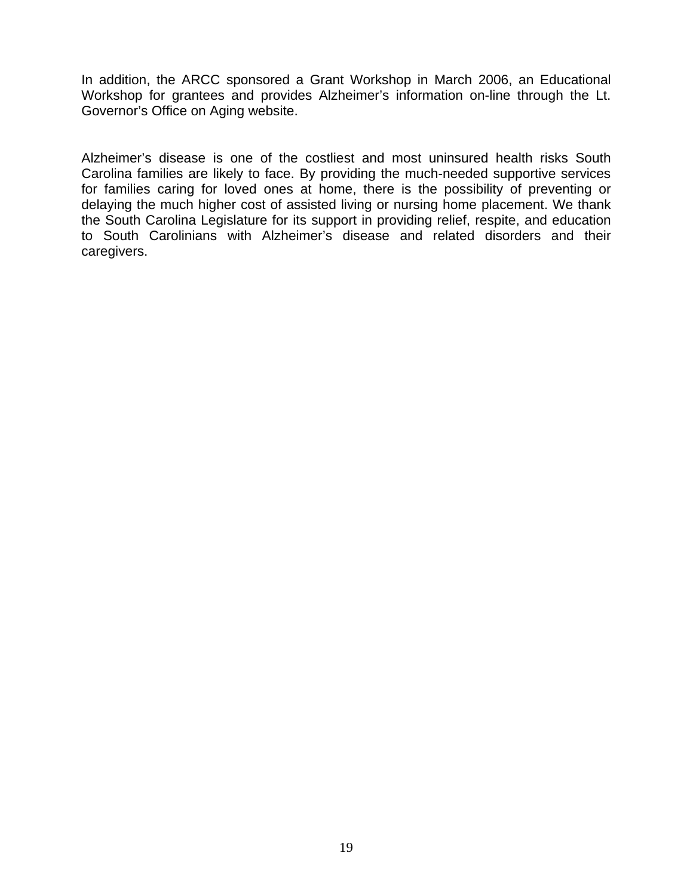In addition, the ARCC sponsored a Grant Workshop in March 2006, an Educational Workshop for grantees and provides Alzheimer's information on-line through the Lt. Governor's Office on Aging website.

Alzheimer's disease is one of the costliest and most uninsured health risks South Carolina families are likely to face. By providing the much-needed supportive services for families caring for loved ones at home, there is the possibility of preventing or delaying the much higher cost of assisted living or nursing home placement. We thank the South Carolina Legislature for its support in providing relief, respite, and education to South Carolinians with Alzheimer's disease and related disorders and their caregivers.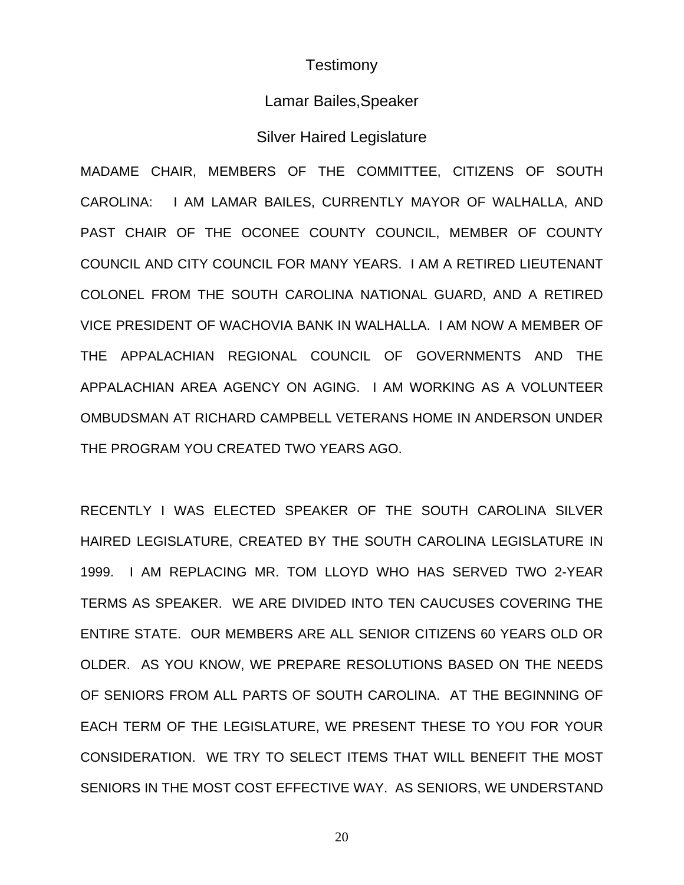# Testimony

## Lamar Bailes,Speaker

## Silver Haired Legislature

MADAME CHAIR, MEMBERS OF THE COMMITTEE, CITIZENS OF SOUTH CAROLINA: I AM LAMAR BAILES, CURRENTLY MAYOR OF WALHALLA, AND PAST CHAIR OF THE OCONEE COUNTY COUNCIL, MEMBER OF COUNTY COUNCIL AND CITY COUNCIL FOR MANY YEARS. I AM A RETIRED LIEUTENANT COLONEL FROM THE SOUTH CAROLINA NATIONAL GUARD, AND A RETIRED VICE PRESIDENT OF WACHOVIA BANK IN WALHALLA. I AM NOW A MEMBER OF THE APPALACHIAN REGIONAL COUNCIL OF GOVERNMENTS AND THE APPALACHIAN AREA AGENCY ON AGING. I AM WORKING AS A VOLUNTEER OMBUDSMAN AT RICHARD CAMPBELL VETERANS HOME IN ANDERSON UNDER THE PROGRAM YOU CREATED TWO YEARS AGO.

RECENTLY I WAS ELECTED SPEAKER OF THE SOUTH CAROLINA SILVER HAIRED LEGISLATURE, CREATED BY THE SOUTH CAROLINA LEGISLATURE IN 1999. I AM REPLACING MR. TOM LLOYD WHO HAS SERVED TWO 2-YEAR TERMS AS SPEAKER. WE ARE DIVIDED INTO TEN CAUCUSES COVERING THE ENTIRE STATE. OUR MEMBERS ARE ALL SENIOR CITIZENS 60 YEARS OLD OR OLDER. AS YOU KNOW, WE PREPARE RESOLUTIONS BASED ON THE NEEDS OF SENIORS FROM ALL PARTS OF SOUTH CAROLINA. AT THE BEGINNING OF EACH TERM OF THE LEGISLATURE, WE PRESENT THESE TO YOU FOR YOUR CONSIDERATION. WE TRY TO SELECT ITEMS THAT WILL BENEFIT THE MOST SENIORS IN THE MOST COST EFFECTIVE WAY. AS SENIORS, WE UNDERSTAND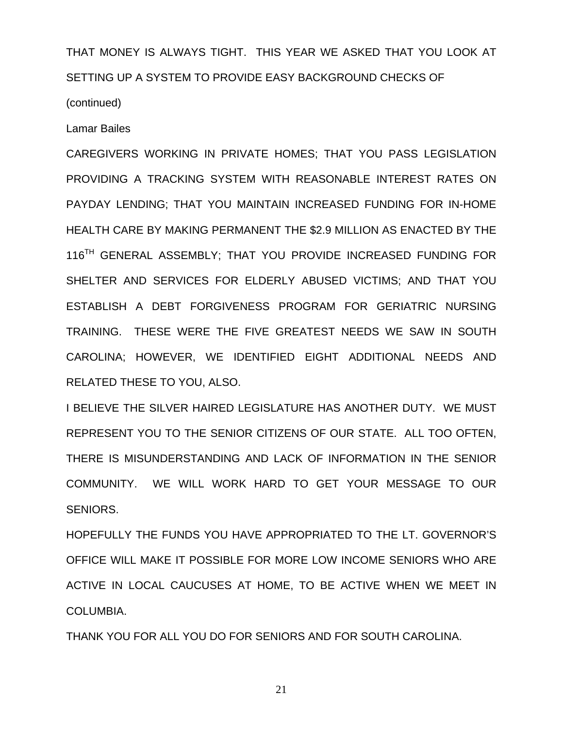THAT MONEY IS ALWAYS TIGHT. THIS YEAR WE ASKED THAT YOU LOOK AT SETTING UP A SYSTEM TO PROVIDE EASY BACKGROUND CHECKS OF

(continued)

Lamar Bailes

CAREGIVERS WORKING IN PRIVATE HOMES; THAT YOU PASS LEGISLATION PROVIDING A TRACKING SYSTEM WITH REASONABLE INTEREST RATES ON PAYDAY LENDING; THAT YOU MAINTAIN INCREASED FUNDING FOR IN-HOME HEALTH CARE BY MAKING PERMANENT THE $2.9 MILLION AS ENACTED BY THE 116TH GENERAL ASSEMBLY; THAT YOU PROVIDE INCREASED FUNDING FOR SHELTER AND SERVICES FOR ELDERLY ABUSED VICTIMS; AND THAT YOU ESTABLISH A DEBT FORGIVENESS PROGRAM FOR GERIATRIC NURSING TRAINING. THESE WERE THE FIVE GREATEST NEEDS WE SAW IN SOUTH CAROLINA; HOWEVER, WE IDENTIFIED EIGHT ADDITIONAL NEEDS AND RELATED THESE TO YOU, ALSO.

I BELIEVE THE SILVER HAIRED LEGISLATURE HAS ANOTHER DUTY. WE MUST REPRESENT YOU TO THE SENIOR CITIZENS OF OUR STATE. ALL TOO OFTEN, THERE IS MISUNDERSTANDING AND LACK OF INFORMATION IN THE SENIOR COMMUNITY. WE WILL WORK HARD TO GET YOUR MESSAGE TO OUR SENIORS.

HOPEFULLY THE FUNDS YOU HAVE APPROPRIATED TO THE LT. GOVERNOR'S OFFICE WILL MAKE IT POSSIBLE FOR MORE LOW INCOME SENIORS WHO ARE ACTIVE IN LOCAL CAUCUSES AT HOME, TO BE ACTIVE WHEN WE MEET IN COLUMBIA.

THANK YOU FOR ALL YOU DO FOR SENIORS AND FOR SOUTH CAROLINA.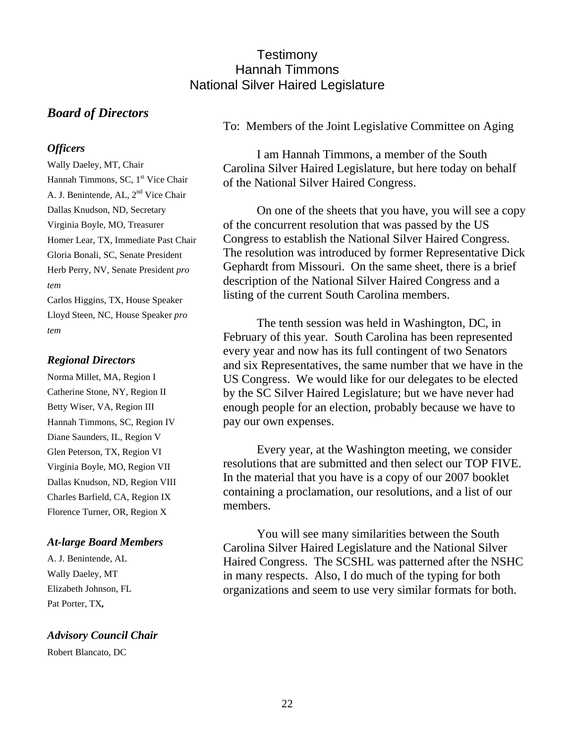# Testimony
## Hannah Timmons
## National Silver Haired Legislature

## *Board of Directors*

### *Officers*

Wally Daeley, MT, Chair
Hannah Timmons, SC, 1st Vice Chair
A. J. Benintende, AL, 2nd Vice Chair
Dallas Knudson, ND, Secretary
Virginia Boyle, MO, Treasurer
Homer Lear, TX, Immediate Past Chair
Gloria Bonali, SC, Senate President
Herb Perry, NV, Senate President *pro tem*
Carlos Higgins, TX, House Speaker
Lloyd Steen, NC, House Speaker *pro tem*

### *Regional Directors*

Norma Millet, MA, Region I
Catherine Stone, NY, Region II
Betty Wiser, VA, Region III
Hannah Timmons, SC, Region IV
Diane Saunders, IL, Region V
Glen Peterson, TX, Region VI
Virginia Boyle, MO, Region VII
Dallas Knudson, ND, Region VIII
Charles Barfield, CA, Region IX
Florence Turner, OR, Region X

### *At-large Board Members*

A. J. Benintende, AL
Wally Daeley, MT
Elizabeth Johnson, FL
Pat Porter, TX,

### *Advisory Council Chair*

Robert Blancato, DC

To: Members of the Joint Legislative Committee on Aging

I am Hannah Timmons, a member of the South Carolina Silver Haired Legislature, but here today on behalf of the National Silver Haired Congress.

On one of the sheets that you have, you will see a copy of the concurrent resolution that was passed by the US Congress to establish the National Silver Haired Congress. The resolution was introduced by former Representative Dick Gephardt from Missouri. On the same sheet, there is a brief description of the National Silver Haired Congress and a listing of the current South Carolina members.

The tenth session was held in Washington, DC, in February of this year. South Carolina has been represented every year and now has its full contingent of two Senators and six Representatives, the same number that we have in the US Congress. We would like for our delegates to be elected by the SC Silver Haired Legislature; but we have never had enough people for an election, probably because we have to pay our own expenses.

Every year, at the Washington meeting, we consider resolutions that are submitted and then select our TOP FIVE. In the material that you have is a copy of our 2007 booklet containing a proclamation, our resolutions, and a list of our members.

You will see many similarities between the South Carolina Silver Haired Legislature and the National Silver Haired Congress. The SCSHL was patterned after the NSHC in many respects. Also, I do much of the typing for both organizations and seem to use very similar formats for both.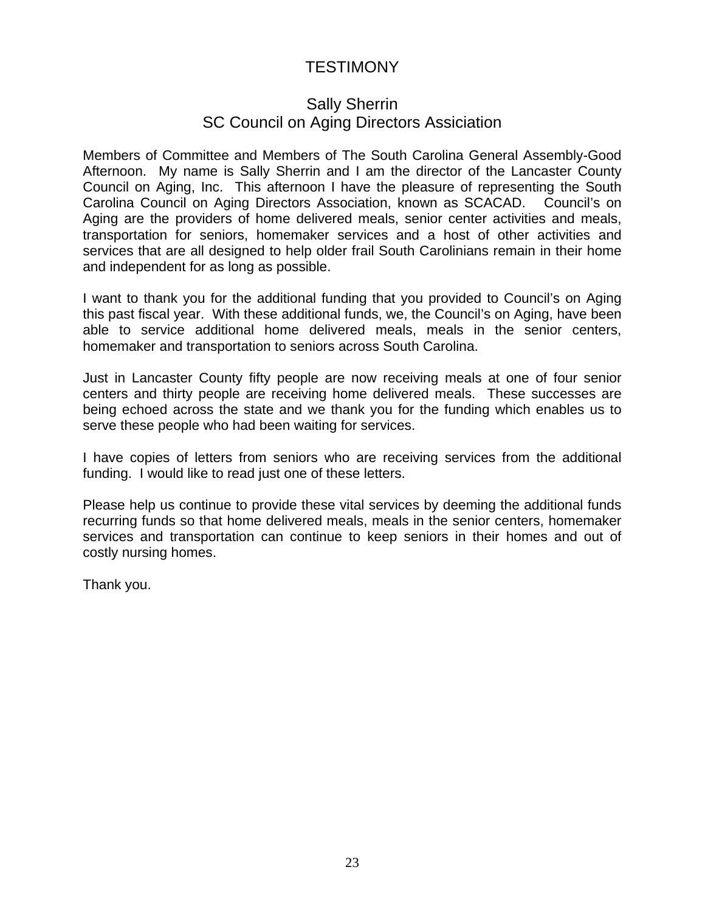# TESTIMONY

## Sally Sherrin
## SC Council on Aging Directors Assiciation

Members of Committee and Members of The South Carolina General Assembly-Good Afternoon. My name is Sally Sherrin and I am the director of the Lancaster County Council on Aging, Inc. This afternoon I have the pleasure of representing the South Carolina Council on Aging Directors Association, known as SCACAD. Council's on Aging are the providers of home delivered meals, senior center activities and meals, transportation for seniors, homemaker services and a host of other activities and services that are all designed to help older frail South Carolinians remain in their home and independent for as long as possible.

I want to thank you for the additional funding that you provided to Council's on Aging this past fiscal year. With these additional funds, we, the Council's on Aging, have been able to service additional home delivered meals, meals in the senior centers, homemaker and transportation to seniors across South Carolina.

Just in Lancaster County fifty people are now receiving meals at one of four senior centers and thirty people are receiving home delivered meals. These successes are being echoed across the state and we thank you for the funding which enables us to serve these people who had been waiting for services.

I have copies of letters from seniors who are receiving services from the additional funding. I would like to read just one of these letters.

Please help us continue to provide these vital services by deeming the additional funds recurring funds so that home delivered meals, meals in the senior centers, homemaker services and transportation can continue to keep seniors in their homes and out of costly nursing homes.

Thank you.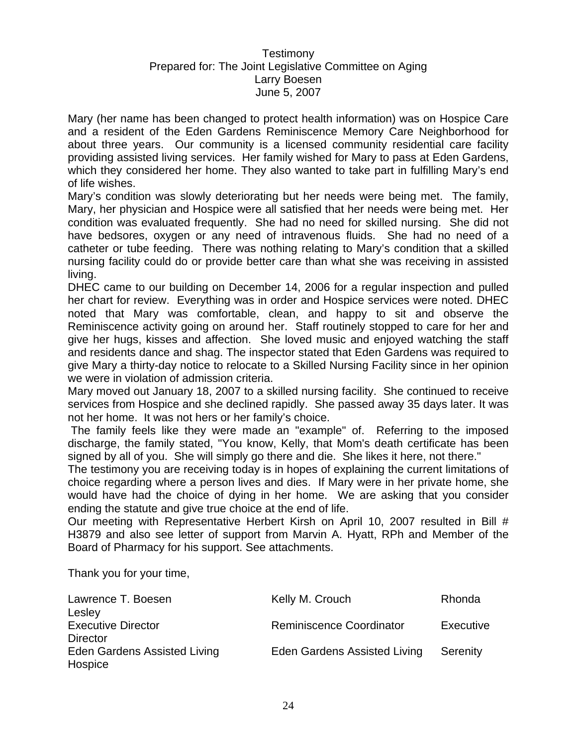Testimony
Prepared for: The Joint Legislative Committee on Aging
Larry Boesen
June 5, 2007

Mary (her name has been changed to protect health information) was on Hospice Care and a resident of the Eden Gardens Reminiscence Memory Care Neighborhood for about three years. Our community is a licensed community residential care facility providing assisted living services. Her family wished for Mary to pass at Eden Gardens, which they considered her home. They also wanted to take part in fulfilling Mary's end of life wishes.

Mary's condition was slowly deteriorating but her needs were being met. The family, Mary, her physician and Hospice were all satisfied that her needs were being met. Her condition was evaluated frequently. She had no need for skilled nursing. She did not have bedsores, oxygen or any need of intravenous fluids. She had no need of a catheter or tube feeding. There was nothing relating to Mary's condition that a skilled nursing facility could do or provide better care than what she was receiving in assisted living.

DHEC came to our building on December 14, 2006 for a regular inspection and pulled her chart for review. Everything was in order and Hospice services were noted. DHEC noted that Mary was comfortable, clean, and happy to sit and observe the Reminiscence activity going on around her. Staff routinely stopped to care for her and give her hugs, kisses and affection. She loved music and enjoyed watching the staff and residents dance and shag. The inspector stated that Eden Gardens was required to give Mary a thirty-day notice to relocate to a Skilled Nursing Facility since in her opinion we were in violation of admission criteria.

Mary moved out January 18, 2007 to a skilled nursing facility. She continued to receive services from Hospice and she declined rapidly. She passed away 35 days later. It was not her home. It was not hers or her family's choice.

The family feels like they were made an "example" of. Referring to the imposed discharge, the family stated, "You know, Kelly, that Mom's death certificate has been signed by all of you. She will simply go there and die. She likes it here, not there."

The testimony you are receiving today is in hopes of explaining the current limitations of choice regarding where a person lives and dies. If Mary were in her private home, she would have had the choice of dying in her home. We are asking that you consider ending the statute and give true choice at the end of life.

Our meeting with Representative Herbert Kirsh on April 10, 2007 resulted in Bill # H3879 and also see letter of support from Marvin A. Hyatt, RPh and Member of the Board of Pharmacy for his support. See attachments.

Thank you for your time,

Lawrence T. Boesen
Executive Director
Eden Gardens Assisted Living

Kelly M. Crouch
Reminiscence Coordinator
Eden Gardens Assisted Living

Rhonda Lesley
Executive Director
Serenity Hospice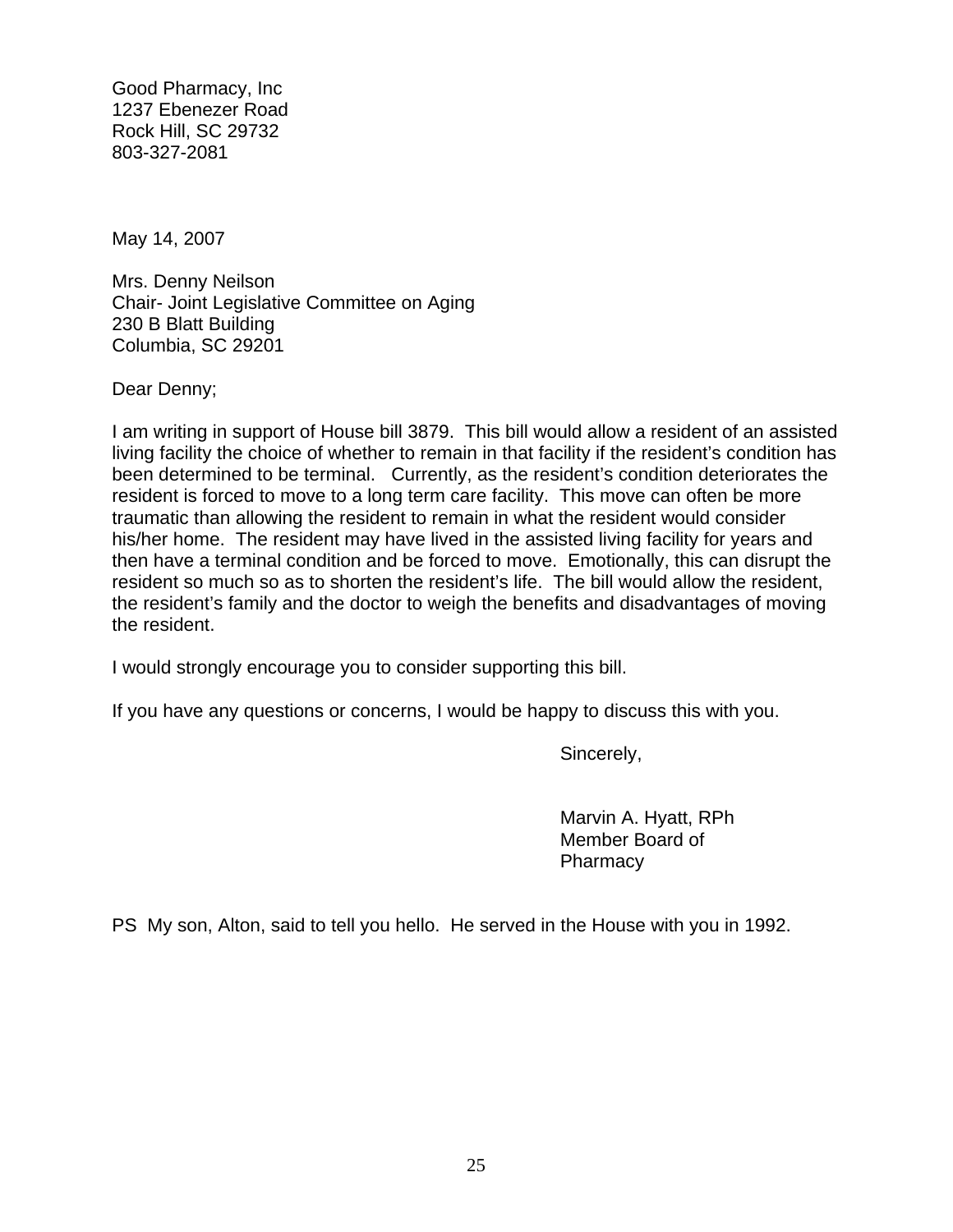Good Pharmacy, Inc
1237 Ebenezer Road
Rock Hill, SC 29732
803-327-2081

May 14, 2007

Mrs. Denny Neilson
Chair- Joint Legislative Committee on Aging
230 B Blatt Building
Columbia, SC 29201

Dear Denny;

I am writing in support of House bill 3879. This bill would allow a resident of an assisted living facility the choice of whether to remain in that facility if the resident's condition has been determined to be terminal. Currently, as the resident's condition deteriorates the resident is forced to move to a long term care facility. This move can often be more traumatic than allowing the resident to remain in what the resident would consider his/her home. The resident may have lived in the assisted living facility for years and then have a terminal condition and be forced to move. Emotionally, this can disrupt the resident so much so as to shorten the resident's life. The bill would allow the resident, the resident's family and the doctor to weigh the benefits and disadvantages of moving the resident.

I would strongly encourage you to consider supporting this bill.

If you have any questions or concerns, I would be happy to discuss this with you.

Sincerely,

Marvin A. Hyatt, RPh
Member Board of
Pharmacy

PS My son, Alton, said to tell you hello. He served in the House with you in 1992.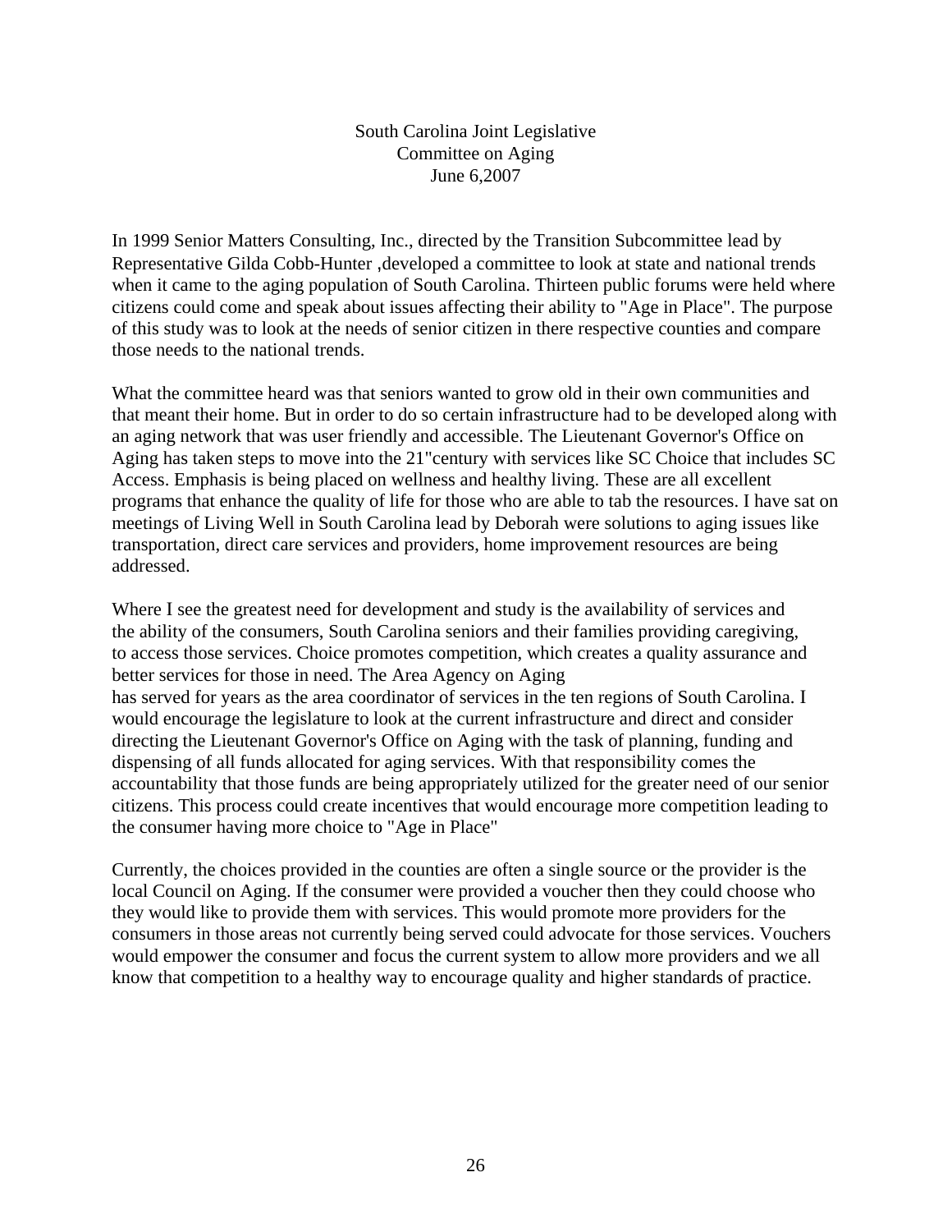South Carolina Joint Legislative
Committee on Aging
June 6,2007

In 1999 Senior Matters Consulting, Inc., directed by the Transition Subcommittee lead by Representative Gilda Cobb-Hunter ,developed a committee to look at state and national trends when it came to the aging population of South Carolina. Thirteen public forums were held where citizens could come and speak about issues affecting their ability to "Age in Place". The purpose of this study was to look at the needs of senior citizen in there respective counties and compare those needs to the national trends.

What the committee heard was that seniors wanted to grow old in their own communities and that meant their home. But in order to do so certain infrastructure had to be developed along with an aging network that was user friendly and accessible. The Lieutenant Governor's Office on Aging has taken steps to move into the 21"century with services like SC Choice that includes SC Access. Emphasis is being placed on wellness and healthy living. These are all excellent programs that enhance the quality of life for those who are able to tab the resources. I have sat on meetings of Living Well in South Carolina lead by Deborah were solutions to aging issues like transportation, direct care services and providers, home improvement resources are being addressed.

Where I see the greatest need for development and study is the availability of services and the ability of the consumers, South Carolina seniors and their families providing caregiving, to access those services. Choice promotes competition, which creates a quality assurance and better services for those in need. The Area Agency on Aging has served for years as the area coordinator of services in the ten regions of South Carolina. I would encourage the legislature to look at the current infrastructure and direct and consider directing the Lieutenant Governor's Office on Aging with the task of planning, funding and dispensing of all funds allocated for aging services. With that responsibility comes the accountability that those funds are being appropriately utilized for the greater need of our senior citizens. This process could create incentives that would encourage more competition leading to the consumer having more choice to "Age in Place"

Currently, the choices provided in the counties are often a single source or the provider is the local Council on Aging. If the consumer were provided a voucher then they could choose who they would like to provide them with services. This would promote more providers for the consumers in those areas not currently being served could advocate for those services. Vouchers would empower the consumer and focus the current system to allow more providers and we all know that competition to a healthy way to encourage quality and higher standards of practice.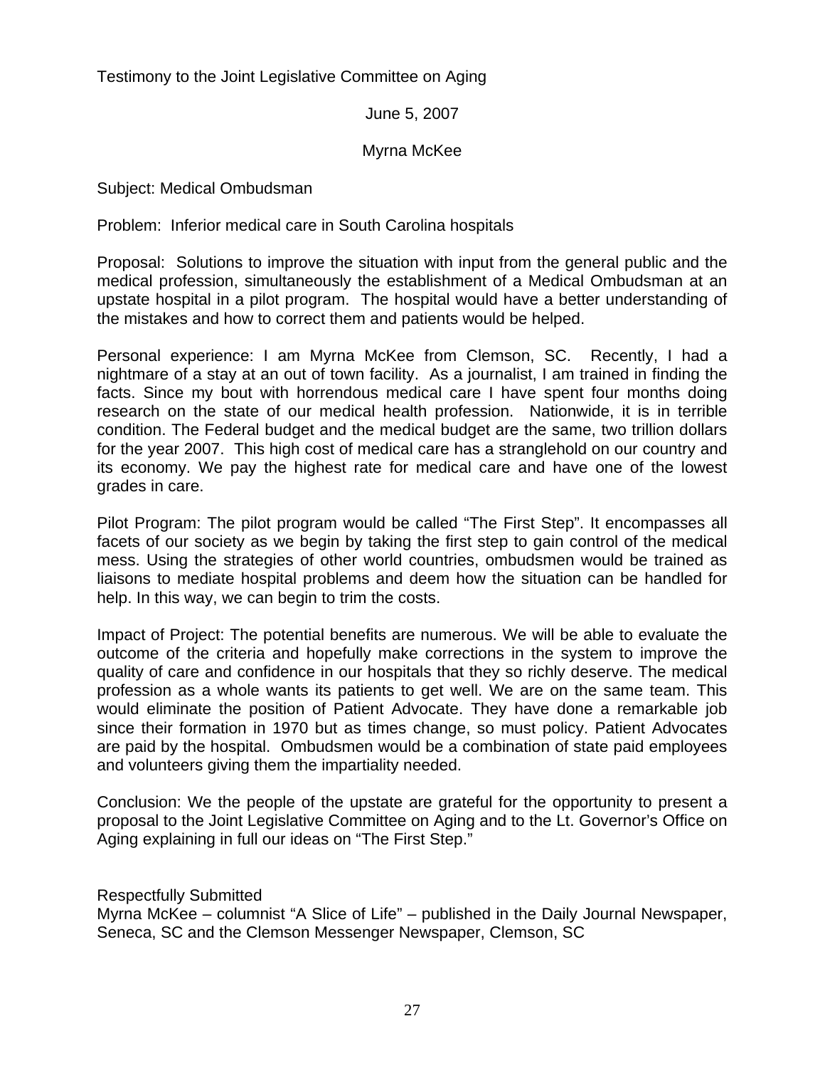Testimony to the Joint Legislative Committee on Aging

June 5, 2007

Myrna McKee

Subject: Medical Ombudsman

Problem: Inferior medical care in South Carolina hospitals

Proposal: Solutions to improve the situation with input from the general public and the medical profession, simultaneously the establishment of a Medical Ombudsman at an upstate hospital in a pilot program. The hospital would have a better understanding of the mistakes and how to correct them and patients would be helped.

Personal experience: I am Myrna McKee from Clemson, SC. Recently, I had a nightmare of a stay at an out of town facility. As a journalist, I am trained in finding the facts. Since my bout with horrendous medical care I have spent four months doing research on the state of our medical health profession. Nationwide, it is in terrible condition. The Federal budget and the medical budget are the same, two trillion dollars for the year 2007. This high cost of medical care has a stranglehold on our country and its economy. We pay the highest rate for medical care and have one of the lowest grades in care.

Pilot Program: The pilot program would be called "The First Step". It encompasses all facets of our society as we begin by taking the first step to gain control of the medical mess. Using the strategies of other world countries, ombudsmen would be trained as liaisons to mediate hospital problems and deem how the situation can be handled for help. In this way, we can begin to trim the costs.

Impact of Project: The potential benefits are numerous. We will be able to evaluate the outcome of the criteria and hopefully make corrections in the system to improve the quality of care and confidence in our hospitals that they so richly deserve. The medical profession as a whole wants its patients to get well. We are on the same team. This would eliminate the position of Patient Advocate. They have done a remarkable job since their formation in 1970 but as times change, so must policy. Patient Advocates are paid by the hospital. Ombudsmen would be a combination of state paid employees and volunteers giving them the impartiality needed.

Conclusion: We the people of the upstate are grateful for the opportunity to present a proposal to the Joint Legislative Committee on Aging and to the Lt. Governor's Office on Aging explaining in full our ideas on "The First Step."

Respectfully Submitted
Myrna McKee – columnist "A Slice of Life" – published in the Daily Journal Newspaper, Seneca, SC and the Clemson Messenger Newspaper, Clemson, SC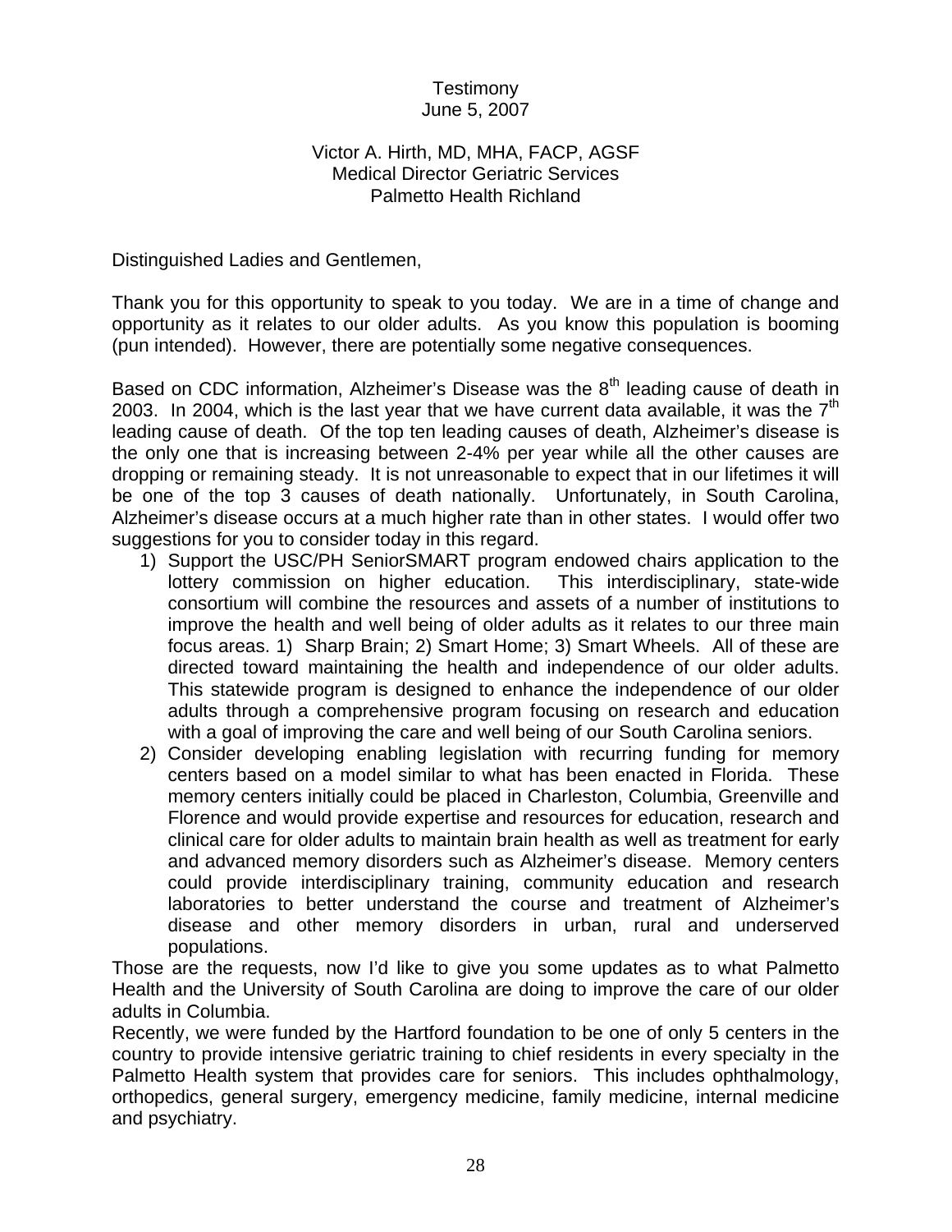Testimony
June 5, 2007

Victor A. Hirth, MD, MHA, FACP, AGSF
Medical Director Geriatric Services
Palmetto Health Richland

Distinguished Ladies and Gentlemen,

Thank you for this opportunity to speak to you today. We are in a time of change and opportunity as it relates to our older adults. As you know this population is booming (pun intended). However, there are potentially some negative consequences.

Based on CDC information, Alzheimer's Disease was the 8th leading cause of death in 2003. In 2004, which is the last year that we have current data available, it was the 7th leading cause of death. Of the top ten leading causes of death, Alzheimer's disease is the only one that is increasing between 2-4% per year while all the other causes are dropping or remaining steady. It is not unreasonable to expect that in our lifetimes it will be one of the top 3 causes of death nationally. Unfortunately, in South Carolina, Alzheimer's disease occurs at a much higher rate than in other states. I would offer two suggestions for you to consider today in this regard.

1) Support the USC/PH SeniorSMART program endowed chairs application to the lottery commission on higher education. This interdisciplinary, state-wide consortium will combine the resources and assets of a number of institutions to improve the health and well being of older adults as it relates to our three main focus areas. 1) Sharp Brain; 2) Smart Home; 3) Smart Wheels. All of these are directed toward maintaining the health and independence of our older adults. This statewide program is designed to enhance the independence of our older adults through a comprehensive program focusing on research and education with a goal of improving the care and well being of our South Carolina seniors.
2) Consider developing enabling legislation with recurring funding for memory centers based on a model similar to what has been enacted in Florida. These memory centers initially could be placed in Charleston, Columbia, Greenville and Florence and would provide expertise and resources for education, research and clinical care for older adults to maintain brain health as well as treatment for early and advanced memory disorders such as Alzheimer's disease. Memory centers could provide interdisciplinary training, community education and research laboratories to better understand the course and treatment of Alzheimer's disease and other memory disorders in urban, rural and underserved populations.

Those are the requests, now I'd like to give you some updates as to what Palmetto Health and the University of South Carolina are doing to improve the care of our older adults in Columbia.

Recently, we were funded by the Hartford foundation to be one of only 5 centers in the country to provide intensive geriatric training to chief residents in every specialty in the Palmetto Health system that provides care for seniors. This includes ophthalmology, orthopedics, general surgery, emergency medicine, family medicine, internal medicine and psychiatry.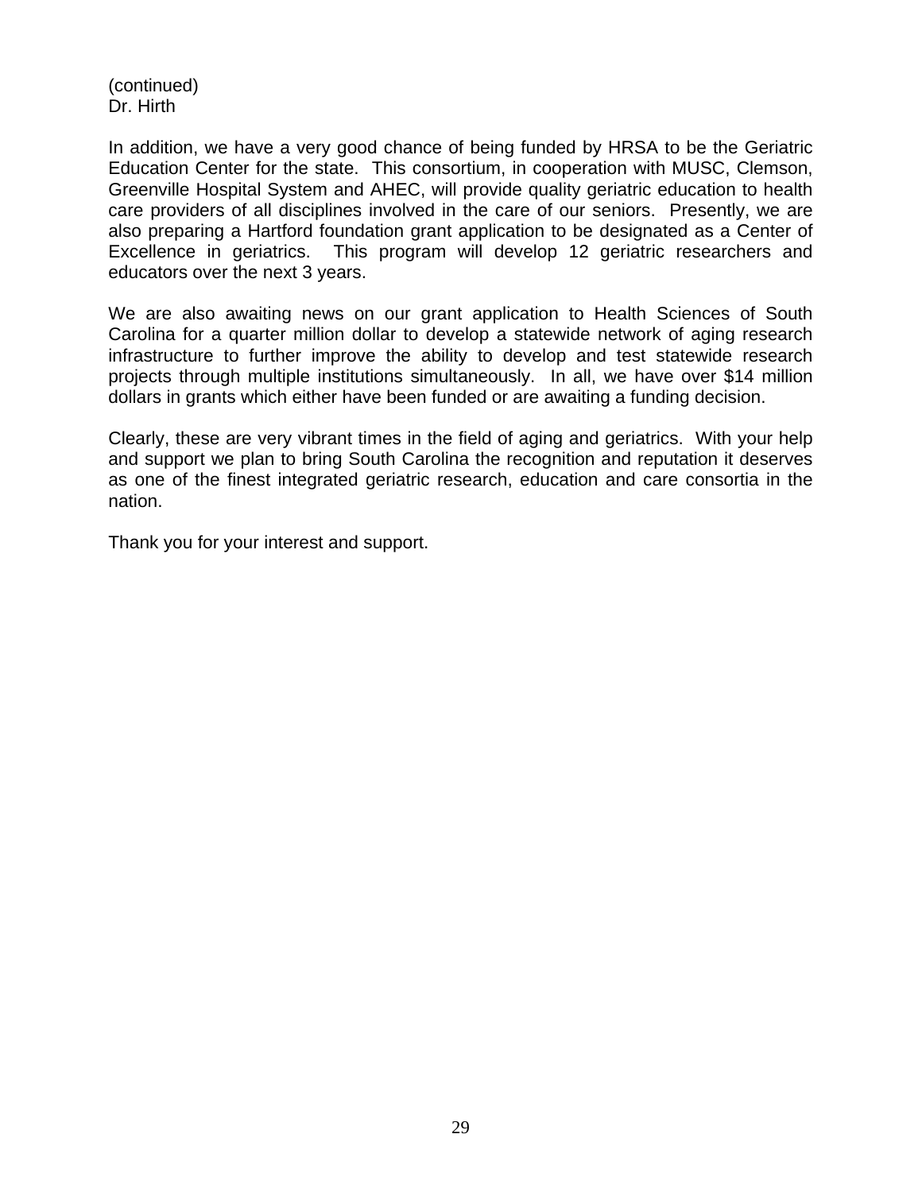(continued)
Dr. Hirth

In addition, we have a very good chance of being funded by HRSA to be the Geriatric Education Center for the state. This consortium, in cooperation with MUSC, Clemson, Greenville Hospital System and AHEC, will provide quality geriatric education to health care providers of all disciplines involved in the care of our seniors. Presently, we are also preparing a Hartford foundation grant application to be designated as a Center of Excellence in geriatrics. This program will develop 12 geriatric researchers and educators over the next 3 years.

We are also awaiting news on our grant application to Health Sciences of South Carolina for a quarter million dollar to develop a statewide network of aging research infrastructure to further improve the ability to develop and test statewide research projects through multiple institutions simultaneously. In all, we have over $14 million dollars in grants which either have been funded or are awaiting a funding decision.

Clearly, these are very vibrant times in the field of aging and geriatrics. With your help and support we plan to bring South Carolina the recognition and reputation it deserves as one of the finest integrated geriatric research, education and care consortia in the nation.

Thank you for your interest and support.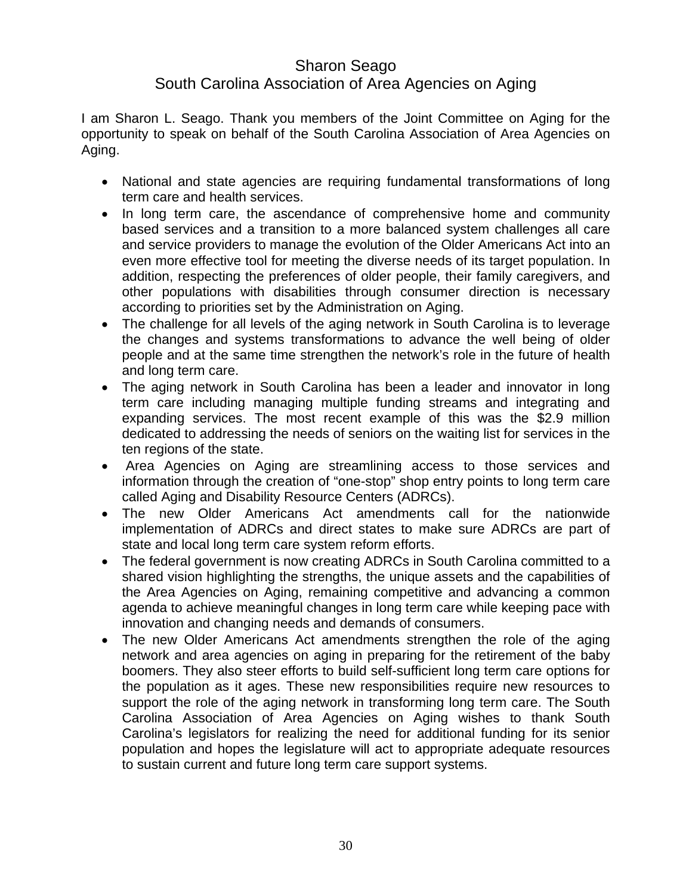## Sharon Seago
## South Carolina Association of Area Agencies on Aging

I am Sharon L. Seago. Thank you members of the Joint Committee on Aging for the opportunity to speak on behalf of the South Carolina Association of Area Agencies on Aging.

- National and state agencies are requiring fundamental transformations of long term care and health services.
- In long term care, the ascendance of comprehensive home and community based services and a transition to a more balanced system challenges all care and service providers to manage the evolution of the Older Americans Act into an even more effective tool for meeting the diverse needs of its target population. In addition, respecting the preferences of older people, their family caregivers, and other populations with disabilities through consumer direction is necessary according to priorities set by the Administration on Aging.
- The challenge for all levels of the aging network in South Carolina is to leverage the changes and systems transformations to advance the well being of older people and at the same time strengthen the network's role in the future of health and long term care.
- The aging network in South Carolina has been a leader and innovator in long term care including managing multiple funding streams and integrating and expanding services. The most recent example of this was the $2.9 million dedicated to addressing the needs of seniors on the waiting list for services in the ten regions of the state.
- Area Agencies on Aging are streamlining access to those services and information through the creation of "one-stop" shop entry points to long term care called Aging and Disability Resource Centers (ADRCs).
- The new Older Americans Act amendments call for the nationwide implementation of ADRCs and direct states to make sure ADRCs are part of state and local long term care system reform efforts.
- The federal government is now creating ADRCs in South Carolina committed to a shared vision highlighting the strengths, the unique assets and the capabilities of the Area Agencies on Aging, remaining competitive and advancing a common agenda to achieve meaningful changes in long term care while keeping pace with innovation and changing needs and demands of consumers.
- The new Older Americans Act amendments strengthen the role of the aging network and area agencies on aging in preparing for the retirement of the baby boomers. They also steer efforts to build self-sufficient long term care options for the population as it ages. These new responsibilities require new resources to support the role of the aging network in transforming long term care. The South Carolina Association of Area Agencies on Aging wishes to thank South Carolina's legislators for realizing the need for additional funding for its senior population and hopes the legislature will act to appropriate adequate resources to sustain current and future long term care support systems.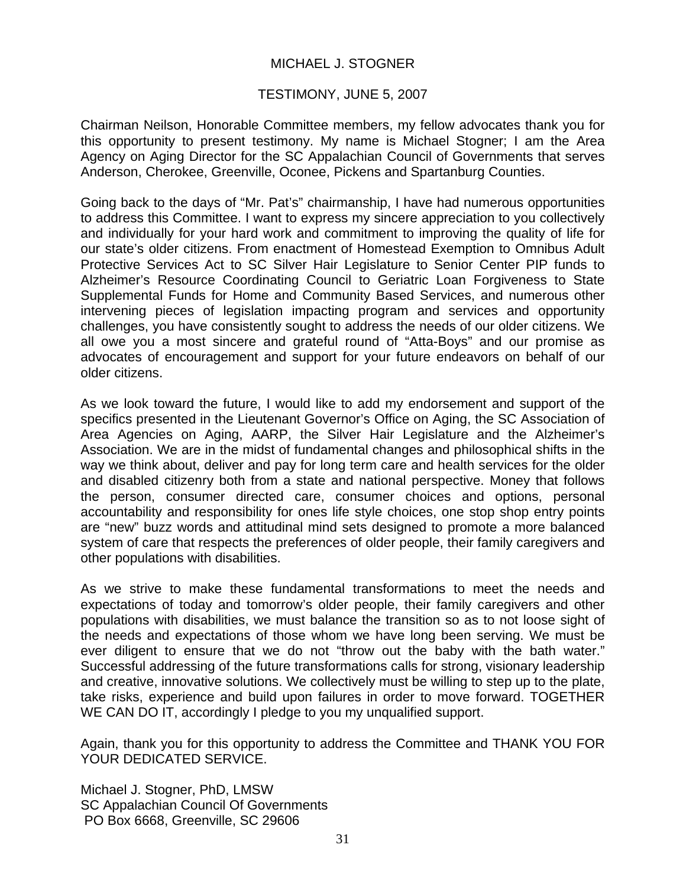MICHAEL J. STOGNER

TESTIMONY, JUNE 5, 2007

Chairman Neilson, Honorable Committee members, my fellow advocates thank you for this opportunity to present testimony. My name is Michael Stogner; I am the Area Agency on Aging Director for the SC Appalachian Council of Governments that serves Anderson, Cherokee, Greenville, Oconee, Pickens and Spartanburg Counties.

Going back to the days of "Mr. Pat's" chairmanship, I have had numerous opportunities to address this Committee. I want to express my sincere appreciation to you collectively and individually for your hard work and commitment to improving the quality of life for our state's older citizens. From enactment of Homestead Exemption to Omnibus Adult Protective Services Act to SC Silver Hair Legislature to Senior Center PIP funds to Alzheimer's Resource Coordinating Council to Geriatric Loan Forgiveness to State Supplemental Funds for Home and Community Based Services, and numerous other intervening pieces of legislation impacting program and services and opportunity challenges, you have consistently sought to address the needs of our older citizens. We all owe you a most sincere and grateful round of "Atta-Boys" and our promise as advocates of encouragement and support for your future endeavors on behalf of our older citizens.

As we look toward the future, I would like to add my endorsement and support of the specifics presented in the Lieutenant Governor's Office on Aging, the SC Association of Area Agencies on Aging, AARP, the Silver Hair Legislature and the Alzheimer's Association. We are in the midst of fundamental changes and philosophical shifts in the way we think about, deliver and pay for long term care and health services for the older and disabled citizenry both from a state and national perspective. Money that follows the person, consumer directed care, consumer choices and options, personal accountability and responsibility for ones life style choices, one stop shop entry points are "new" buzz words and attitudinal mind sets designed to promote a more balanced system of care that respects the preferences of older people, their family caregivers and other populations with disabilities.

As we strive to make these fundamental transformations to meet the needs and expectations of today and tomorrow's older people, their family caregivers and other populations with disabilities, we must balance the transition so as to not loose sight of the needs and expectations of those whom we have long been serving. We must be ever diligent to ensure that we do not "throw out the baby with the bath water." Successful addressing of the future transformations calls for strong, visionary leadership and creative, innovative solutions. We collectively must be willing to step up to the plate, take risks, experience and build upon failures in order to move forward. TOGETHER WE CAN DO IT, accordingly I pledge to you my unqualified support.

Again, thank you for this opportunity to address the Committee and THANK YOU FOR YOUR DEDICATED SERVICE.

Michael J. Stogner, PhD, LMSW
SC Appalachian Council Of Governments
PO Box 6668, Greenville, SC 29606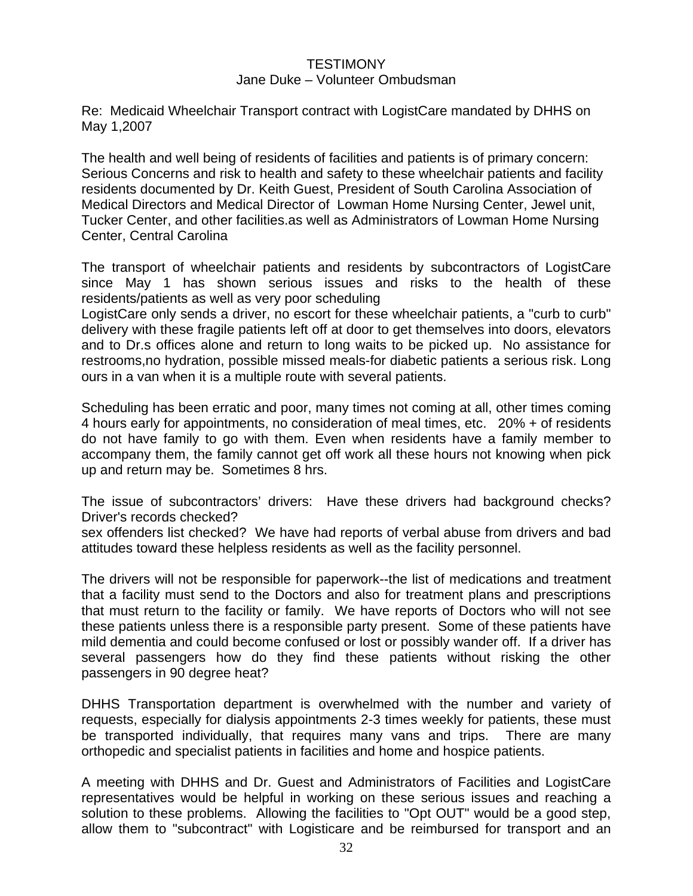# TESTIMONY

## Jane Duke – Volunteer Ombudsman

Re: Medicaid Wheelchair Transport contract with LogistCare mandated by DHHS on May 1,2007

The health and well being of residents of facilities and patients is of primary concern: Serious Concerns and risk to health and safety to these wheelchair patients and facility residents documented by Dr. Keith Guest, President of South Carolina Association of Medical Directors and Medical Director of Lowman Home Nursing Center, Jewel unit, Tucker Center, and other facilities.as well as Administrators of Lowman Home Nursing Center, Central Carolina

The transport of wheelchair patients and residents by subcontractors of LogistCare since May 1 has shown serious issues and risks to the health of these residents/patients as well as very poor scheduling
LogistCare only sends a driver, no escort for these wheelchair patients, a "curb to curb" delivery with these fragile patients left off at door to get themselves into doors, elevators and to Dr.s offices alone and return to long waits to be picked up. No assistance for restrooms,no hydration, possible missed meals-for diabetic patients a serious risk. Long ours in a van when it is a multiple route with several patients.

Scheduling has been erratic and poor, many times not coming at all, other times coming 4 hours early for appointments, no consideration of meal times, etc. 20% + of residents do not have family to go with them. Even when residents have a family member to accompany them, the family cannot get off work all these hours not knowing when pick up and return may be. Sometimes 8 hrs.

The issue of subcontractors' drivers: Have these drivers had background checks? Driver's records checked?
sex offenders list checked? We have had reports of verbal abuse from drivers and bad attitudes toward these helpless residents as well as the facility personnel.

The drivers will not be responsible for paperwork--the list of medications and treatment that a facility must send to the Doctors and also for treatment plans and prescriptions that must return to the facility or family. We have reports of Doctors who will not see these patients unless there is a responsible party present. Some of these patients have mild dementia and could become confused or lost or possibly wander off. If a driver has several passengers how do they find these patients without risking the other passengers in 90 degree heat?

DHHS Transportation department is overwhelmed with the number and variety of requests, especially for dialysis appointments 2-3 times weekly for patients, these must be transported individually, that requires many vans and trips. There are many orthopedic and specialist patients in facilities and home and hospice patients.

A meeting with DHHS and Dr. Guest and Administrators of Facilities and LogistCare representatives would be helpful in working on these serious issues and reaching a solution to these problems. Allowing the facilities to "Opt OUT" would be a good step, allow them to "subcontract" with Logisticare and be reimbursed for transport and an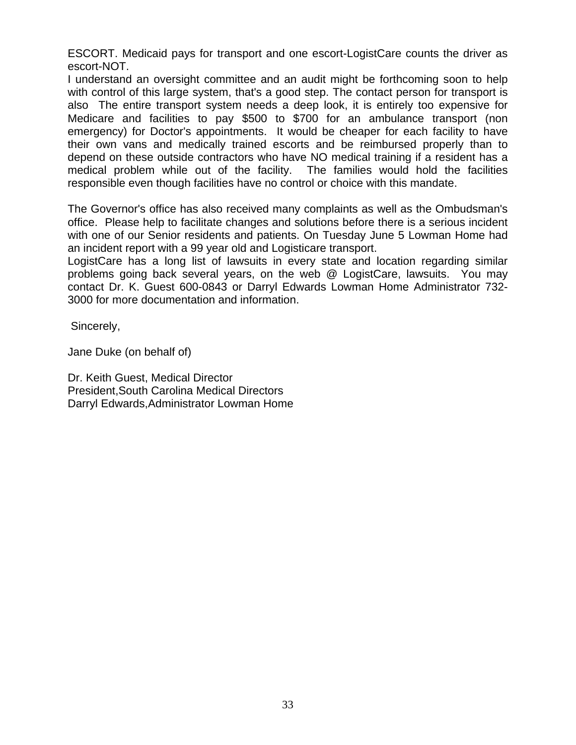ESCORT. Medicaid pays for transport and one escort-LogistCare counts the driver as escort-NOT.

I understand an oversight committee and an audit might be forthcoming soon to help with control of this large system, that's a good step. The contact person for transport is also  The entire transport system needs a deep look, it is entirely too expensive for Medicare and facilities to pay $500 to $700 for an ambulance transport (non emergency) for Doctor's appointments.  It would be cheaper for each facility to have their own vans and medically trained escorts and be reimbursed properly than to depend on these outside contractors who have NO medical training if a resident has a medical problem while out of the facility.  The families would hold the facilities responsible even though facilities have no control or choice with this mandate.

The Governor's office has also received many complaints as well as the Ombudsman's office.  Please help to facilitate changes and solutions before there is a serious incident with one of our Senior residents and patients. On Tuesday June 5 Lowman Home had an incident report with a 99 year old and Logisticare transport.

LogistCare has a long list of lawsuits in every state and location regarding similar problems going back several years, on the web @ LogistCare, lawsuits.  You may contact Dr. K. Guest 600-0843 or Darryl Edwards Lowman Home Administrator 732-3000 for more documentation and information.

Sincerely,

Jane Duke (on behalf of)

Dr. Keith Guest, Medical Director
President,South Carolina Medical Directors
Darryl Edwards,Administrator Lowman Home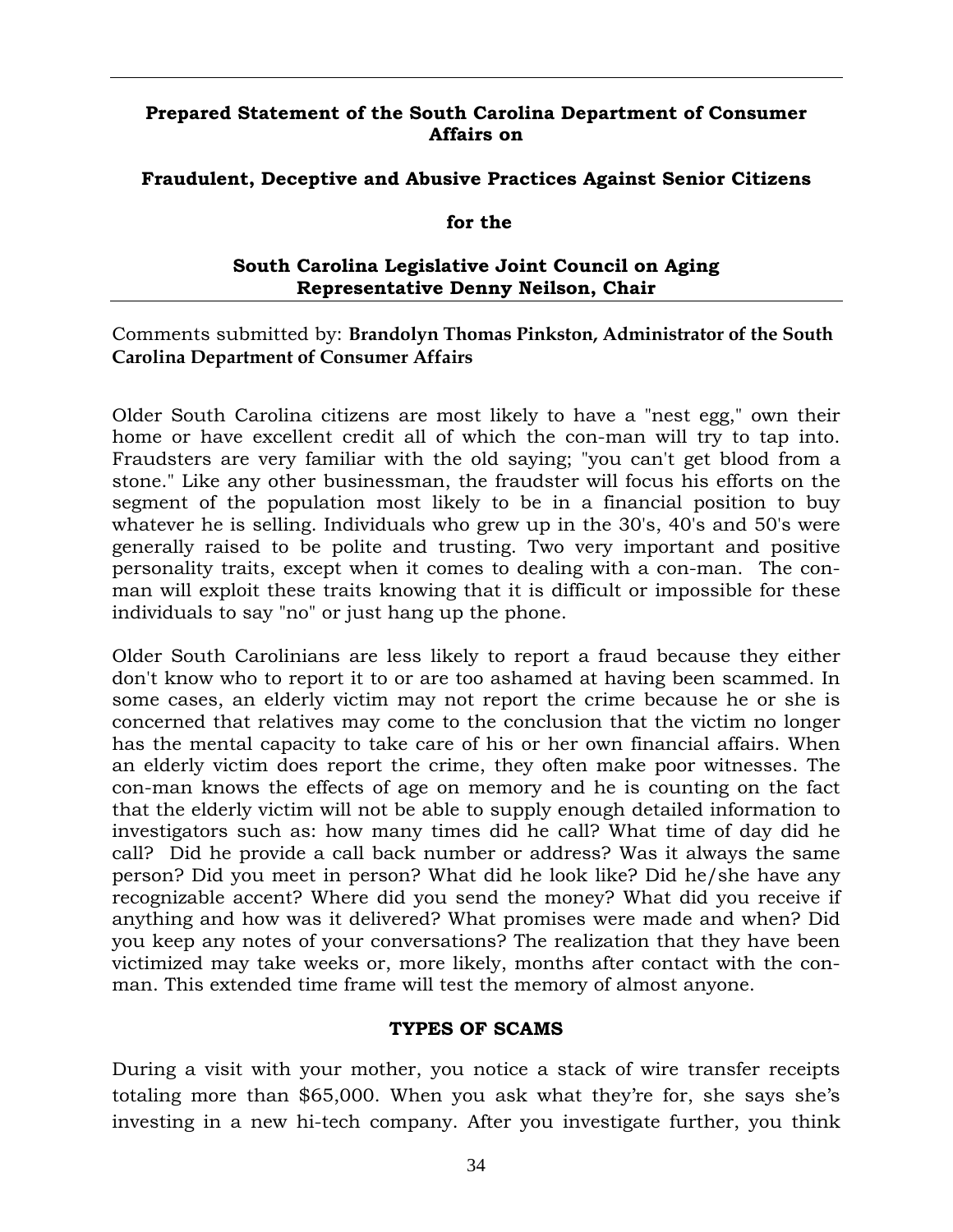**Prepared Statement of the South Carolina Department of Consumer Affairs on**

**Fraudulent, Deceptive and Abusive Practices Against Senior Citizens**

**for the**

**South Carolina Legislative Joint Council on Aging**
**Representative Denny Neilson, Chair**

Comments submitted by: **Brandolyn Thomas Pinkston, Administrator of the South Carolina Department of Consumer Affairs**

Older South Carolina citizens are most likely to have a "nest egg," own their home or have excellent credit all of which the con-man will try to tap into. Fraudsters are very familiar with the old saying; "you can't get blood from a stone." Like any other businessman, the fraudster will focus his efforts on the segment of the population most likely to be in a financial position to buy whatever he is selling. Individuals who grew up in the 30's, 40's and 50's were generally raised to be polite and trusting. Two very important and positive personality traits, except when it comes to dealing with a con-man. The con-man will exploit these traits knowing that it is difficult or impossible for these individuals to say "no" or just hang up the phone.

Older South Carolinians are less likely to report a fraud because they either don't know who to report it to or are too ashamed at having been scammed. In some cases, an elderly victim may not report the crime because he or she is concerned that relatives may come to the conclusion that the victim no longer has the mental capacity to take care of his or her own financial affairs. When an elderly victim does report the crime, they often make poor witnesses. The con-man knows the effects of age on memory and he is counting on the fact that the elderly victim will not be able to supply enough detailed information to investigators such as: how many times did he call? What time of day did he call? Did he provide a call back number or address? Was it always the same person? Did you meet in person? What did he look like? Did he/she have any recognizable accent? Where did you send the money? What did you receive if anything and how was it delivered? What promises were made and when? Did you keep any notes of your conversations? The realization that they have been victimized may take weeks or, more likely, months after contact with the con-man. This extended time frame will test the memory of almost anyone.

**TYPES OF SCAMS**

During a visit with your mother, you notice a stack of wire transfer receipts totaling more than $65,000. When you ask what they're for, she says she's investing in a new hi-tech company. After you investigate further, you think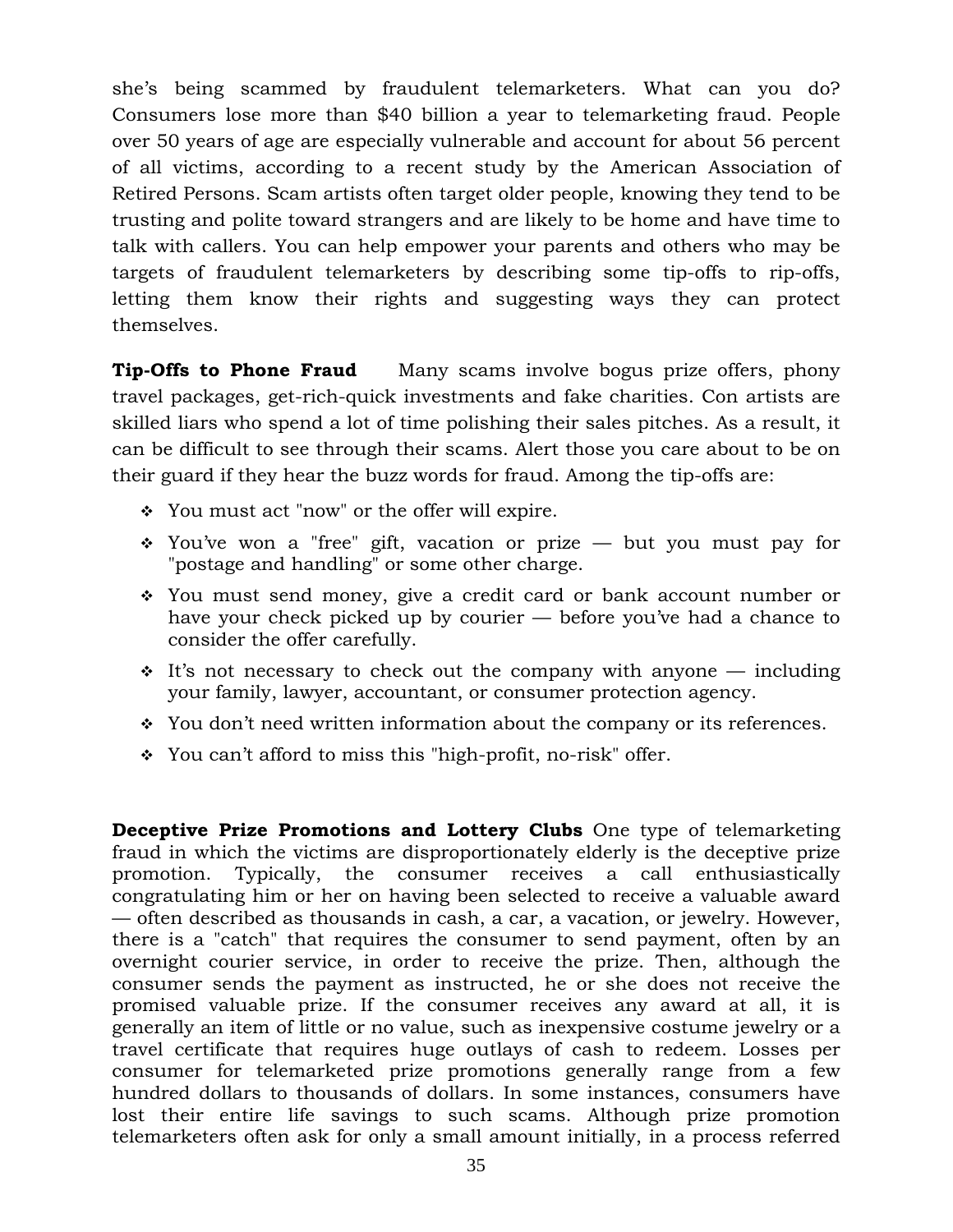she's being scammed by fraudulent telemarketers. What can you do? Consumers lose more than $40 billion a year to telemarketing fraud. People over 50 years of age are especially vulnerable and account for about 56 percent of all victims, according to a recent study by the American Association of Retired Persons. Scam artists often target older people, knowing they tend to be trusting and polite toward strangers and are likely to be home and have time to talk with callers. You can help empower your parents and others who may be targets of fraudulent telemarketers by describing some tip-offs to rip-offs, letting them know their rights and suggesting ways they can protect themselves.

**Tip-Offs to Phone Fraud** Many scams involve bogus prize offers, phony travel packages, get-rich-quick investments and fake charities. Con artists are skilled liars who spend a lot of time polishing their sales pitches. As a result, it can be difficult to see through their scams. Alert those you care about to be on their guard if they hear the buzz words for fraud. Among the tip-offs are:

- You must act "now" or the offer will expire.
- You've won a "free" gift, vacation or prize — but you must pay for "postage and handling" or some other charge.
- You must send money, give a credit card or bank account number or have your check picked up by courier — before you've had a chance to consider the offer carefully.
- It's not necessary to check out the company with anyone — including your family, lawyer, accountant, or consumer protection agency.
- You don't need written information about the company or its references.
- You can't afford to miss this "high-profit, no-risk" offer.

**Deceptive Prize Promotions and Lottery Clubs** One type of telemarketing fraud in which the victims are disproportionately elderly is the deceptive prize promotion. Typically, the consumer receives a call enthusiastically congratulating him or her on having been selected to receive a valuable award — often described as thousands in cash, a car, a vacation, or jewelry. However, there is a "catch" that requires the consumer to send payment, often by an overnight courier service, in order to receive the prize. Then, although the consumer sends the payment as instructed, he or she does not receive the promised valuable prize. If the consumer receives any award at all, it is generally an item of little or no value, such as inexpensive costume jewelry or a travel certificate that requires huge outlays of cash to redeem. Losses per consumer for telemarketed prize promotions generally range from a few hundred dollars to thousands of dollars. In some instances, consumers have lost their entire life savings to such scams. Although prize promotion telemarketers often ask for only a small amount initially, in a process referred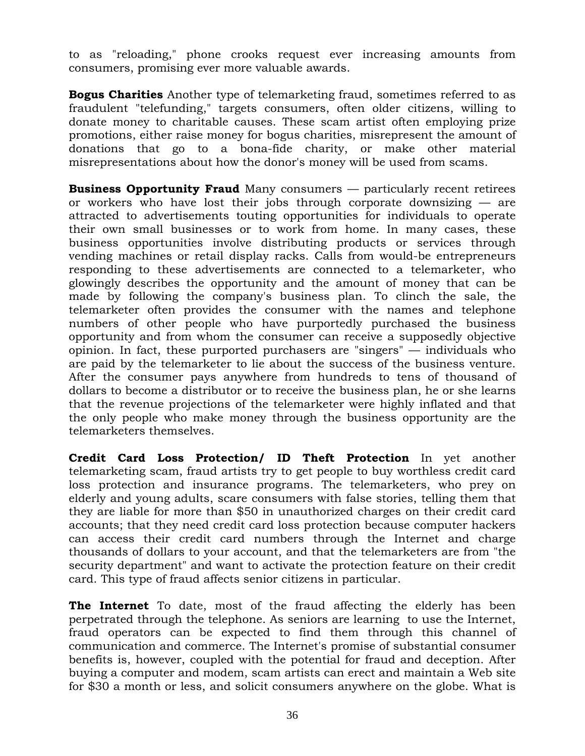to as "reloading," phone crooks request ever increasing amounts from consumers, promising ever more valuable awards.

**Bogus Charities** Another type of telemarketing fraud, sometimes referred to as fraudulent "telefunding," targets consumers, often older citizens, willing to donate money to charitable causes. These scam artist often employing prize promotions, either raise money for bogus charities, misrepresent the amount of donations that go to a bona-fide charity, or make other material misrepresentations about how the donor's money will be used from scams.

**Business Opportunity Fraud** Many consumers — particularly recent retirees or workers who have lost their jobs through corporate downsizing — are attracted to advertisements touting opportunities for individuals to operate their own small businesses or to work from home. In many cases, these business opportunities involve distributing products or services through vending machines or retail display racks. Calls from would-be entrepreneurs responding to these advertisements are connected to a telemarketer, who glowingly describes the opportunity and the amount of money that can be made by following the company's business plan. To clinch the sale, the telemarketer often provides the consumer with the names and telephone numbers of other people who have purportedly purchased the business opportunity and from whom the consumer can receive a supposedly objective opinion. In fact, these purported purchasers are "singers" — individuals who are paid by the telemarketer to lie about the success of the business venture. After the consumer pays anywhere from hundreds to tens of thousand of dollars to become a distributor or to receive the business plan, he or she learns that the revenue projections of the telemarketer were highly inflated and that the only people who make money through the business opportunity are the telemarketers themselves.

**Credit Card Loss Protection/ ID Theft Protection** In yet another telemarketing scam, fraud artists try to get people to buy worthless credit card loss protection and insurance programs. The telemarketers, who prey on elderly and young adults, scare consumers with false stories, telling them that they are liable for more than $50 in unauthorized charges on their credit card accounts; that they need credit card loss protection because computer hackers can access their credit card numbers through the Internet and charge thousands of dollars to your account, and that the telemarketers are from "the security department" and want to activate the protection feature on their credit card. This type of fraud affects senior citizens in particular.

**The Internet** To date, most of the fraud affecting the elderly has been perpetrated through the telephone. As seniors are learning to use the Internet, fraud operators can be expected to find them through this channel of communication and commerce. The Internet's promise of substantial consumer benefits is, however, coupled with the potential for fraud and deception. After buying a computer and modem, scam artists can erect and maintain a Web site for $30 a month or less, and solicit consumers anywhere on the globe. What is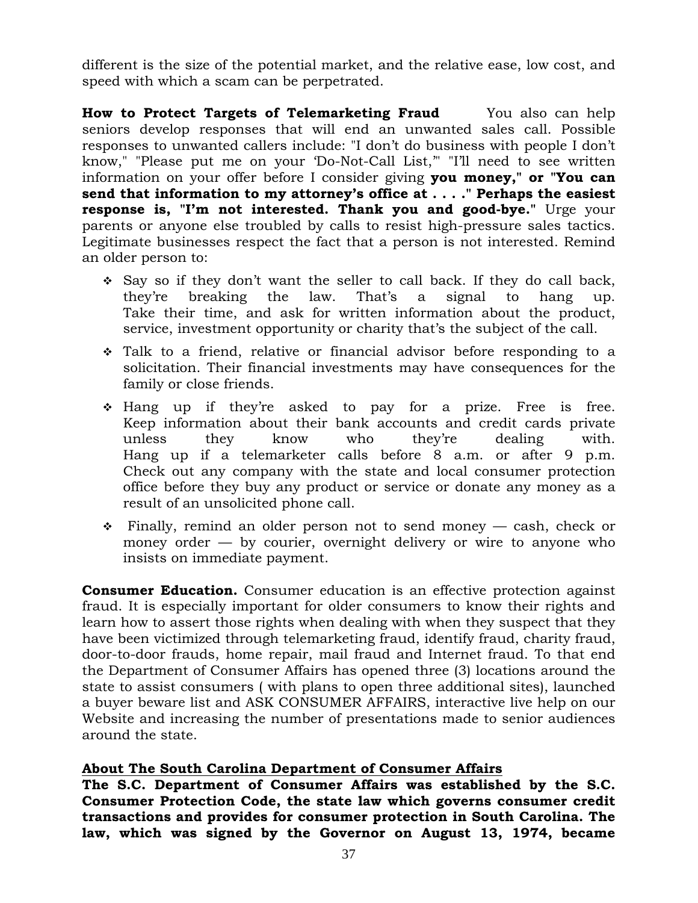different is the size of the potential market, and the relative ease, low cost, and speed with which a scam can be perpetrated.

**How to Protect Targets of Telemarketing Fraud** You also can help seniors develop responses that will end an unwanted sales call. Possible responses to unwanted callers include: "I don't do business with people I don't know," "Please put me on your 'Do-Not-Call List,'" "I'll need to see written information on your offer before I consider giving **you money," or "You can send that information to my attorney's office at . . . ." Perhaps the easiest response is, "I'm not interested. Thank you and good-bye."** Urge your parents or anyone else troubled by calls to resist high-pressure sales tactics. Legitimate businesses respect the fact that a person is not interested. Remind an older person to:

- Say so if they don't want the seller to call back. If they do call back, they're breaking the law. That's a signal to hang up. Take their time, and ask for written information about the product, service, investment opportunity or charity that's the subject of the call.
- Talk to a friend, relative or financial advisor before responding to a solicitation. Their financial investments may have consequences for the family or close friends.
- Hang up if they're asked to pay for a prize. Free is free. Keep information about their bank accounts and credit cards private unless they know who they're dealing with. Hang up if a telemarketer calls before 8 a.m. or after 9 p.m. Check out any company with the state and local consumer protection office before they buy any product or service or donate any money as a result of an unsolicited phone call.
- Finally, remind an older person not to send money — cash, check or money order — by courier, overnight delivery or wire to anyone who insists on immediate payment.

**Consumer Education.** Consumer education is an effective protection against fraud. It is especially important for older consumers to know their rights and learn how to assert those rights when dealing with when they suspect that they have been victimized through telemarketing fraud, identify fraud, charity fraud, door-to-door frauds, home repair, mail fraud and Internet fraud. To that end the Department of Consumer Affairs has opened three (3) locations around the state to assist consumers ( with plans to open three additional sites), launched a buyer beware list and ASK CONSUMER AFFAIRS, interactive live help on our Website and increasing the number of presentations made to senior audiences around the state.

**<u>About The South Carolina Department of Consumer Affairs</u>**

**The S.C. Department of Consumer Affairs was established by the S.C. Consumer Protection Code, the state law which governs consumer credit transactions and provides for consumer protection in South Carolina. The law, which was signed by the Governor on August 13, 1974, became**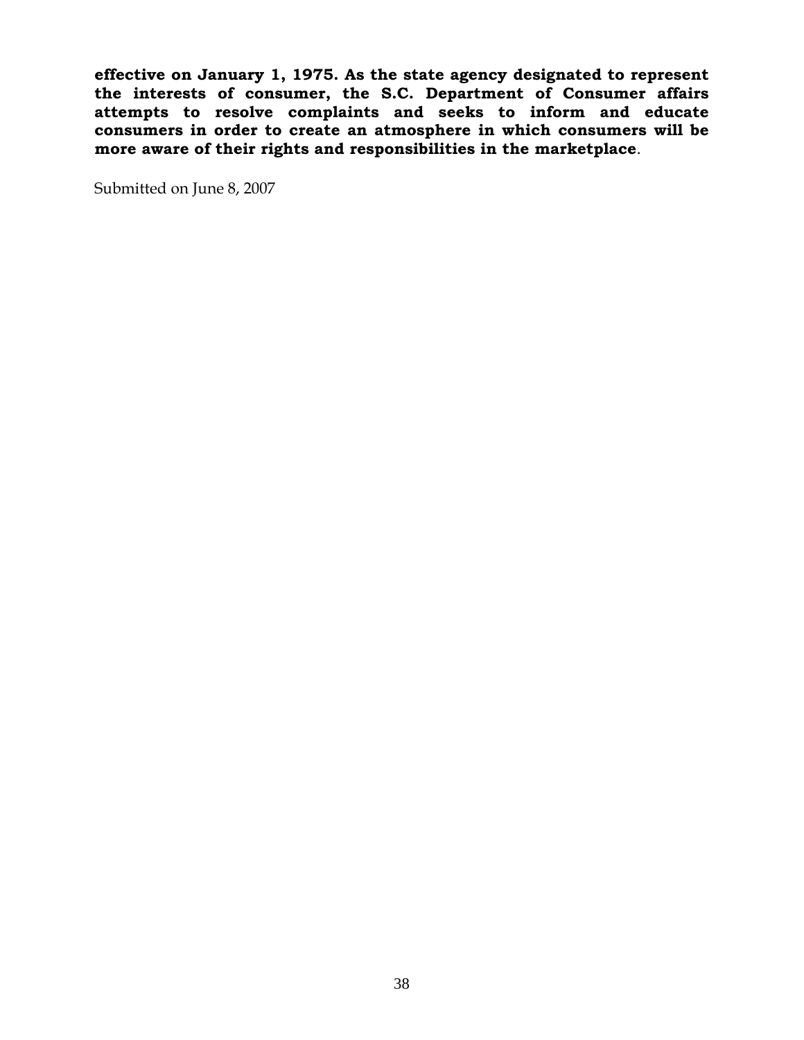**effective on January 1, 1975. As the state agency designated to represent the interests of consumer, the S.C. Department of Consumer affairs attempts to resolve complaints and seeks to inform and educate consumers in order to create an atmosphere in which consumers will be more aware of their rights and responsibilities in the marketplace**.

Submitted on June 8, 2007